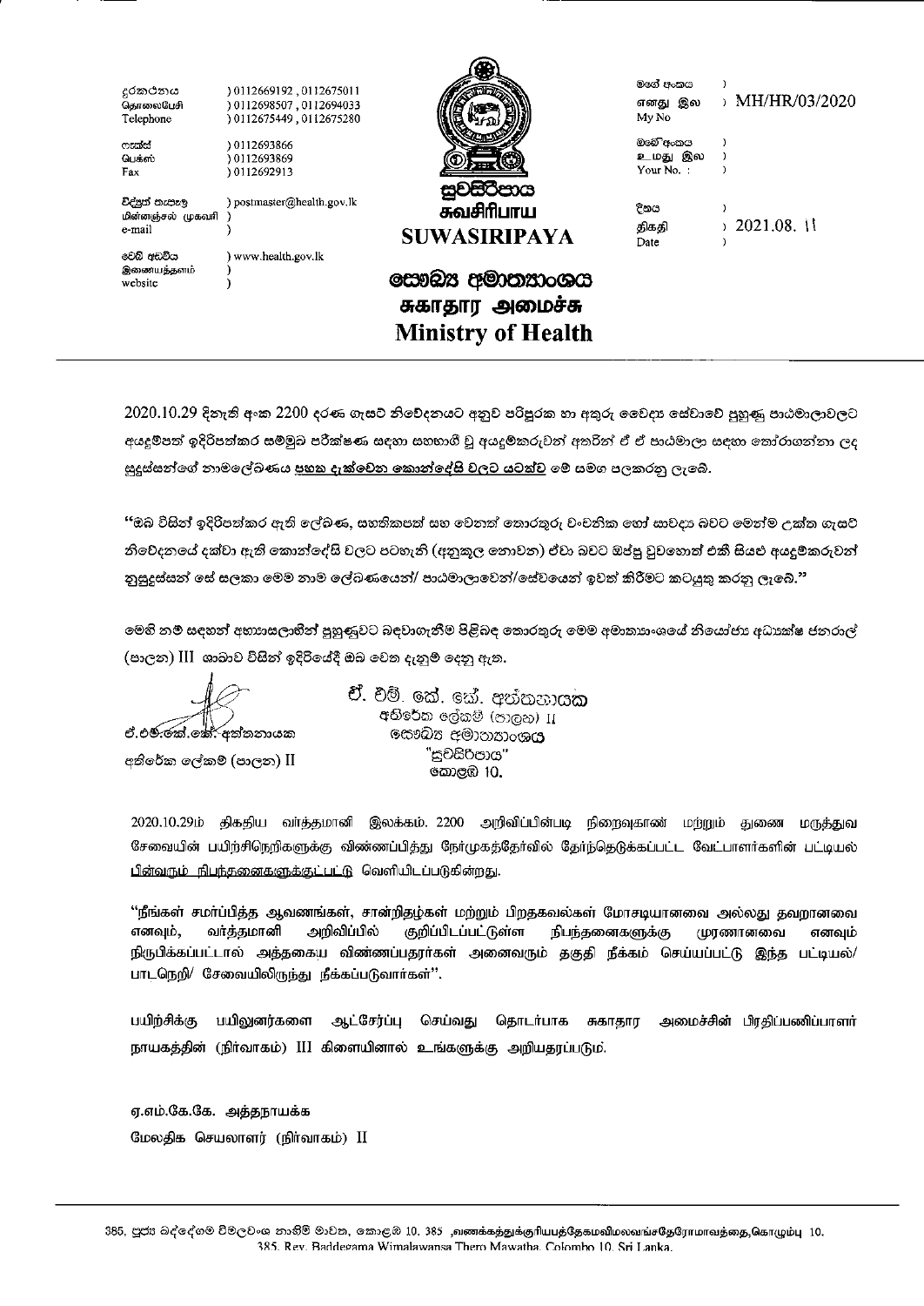| | | | | |
|---|---|---|---|---|
| දුරකථනය<br>தொலைபேசி<br>Telephone | ) 0112669192 , 0112675011<br>) 0112698507 , 0112694033<br>) 0112675449 , 0112675280 | | මගේ අංකය<br>எனது இல<br>My No | ) MH/HR/03/2020 |
| ෆැක්ස්<br>பெக்ஸ்<br>Fax | ) 0112693866<br>) 0112693869<br>) 0112692913 | | ඔබේ අංකය<br>உமது இல<br>Your No. : | ) |
| විද්‍යුත් තැපෑල<br>மின்னஞ்சல் முகவரி<br>e-mail | ) postmaster@health.gov.lk | | දිනය<br>திகதி<br>Date | ) 2021.08. 11 |
| වෙබ් අඩවිය<br>இணையத்தளம்<br>website | ) www.health.gov.lk | | | |

# සුවසිරිපාය
# சுவசிரிபாய
# SUWASIRIPAYA

# සෞඛ්‍ය අමාත්‍යාංශය
# சுகாதார அமைச்சு
# Ministry of Health

2020.10.29 දිනැති අංක 2200 දරණ ගැසට් නිවේදනයට අනුව පරිපූරක හා අතුරු වෛද්‍ය සේවාවේ පුහුණු පාඨමාලාවලට අයදුම්පත් ඉදිරිපත්කර සම්මුඛ පරීක්ෂණ සඳහා සහභාගී වූ අයදුම්කරුවන් අතරින් ඒ ඒ පාඨමාලා සඳහා තෝරාගන්නා ලද සුදුස්සන්ගේ නාමලේඛණය <u>පහත දැක්වෙන කොන්දේසි වලට යටත්ව</u> මේ සමග පලකරනු ලැබේ.

"ඔබ විසින් ඉදිරිපත්කර ඇති ලේඛණ, සහතිකපත් සහ වෙනත් තොරතුරු වංචනික හෝ සාවද්‍ය බවට මෙන්ම උක්ත ගැසට් නිවේදනයේ දක්වා ඇති කොන්දේසි වලට පටහැනි (අනුකූල නොවන) ඒවා බවට ඔප්පු වුවහොත් එකී සියළු අයදුම්කරුවන් නුසුදුස්සන් සේ සලකා මෙම නාම ලේඛණයෙන්/ පාඨමාලාවෙන්/සේවයෙන් ඉවත් කිරීමට කටයුතු කරනු ලැබේ."

මෙහි නම් සඳහන් අභ්‍යාසලාභීන් පුහුණුවට බඳවාගැනීම පිළිබඳ තොරතුරු මෙම අමාත්‍යාංශයේ නියෝජ්‍ය අධ්‍යක්ෂ ජනරාල් (පාලන) III ශාඛාව විසින් ඉදිරියේදී ඔබ වෙත දැනුම් දෙනු ඇත.

ඒ.එම්.කේ.කේ. අත්තනායක
අතිරේක ලේකම් (පාලන) II

ඒ. එම්. කේ. කේ. අත්තනායක
අතිරේක ලේකම් (පාලන) II
සෞඛ්‍ය අමාත්‍යාංශය
"සුවසිරිපාය"
කොළඹ 10.

2020.10.29ம் திகதிய வர்த்தமானி இலக்கம். 2200 அறிவிப்பின்படி நிறைவுகாண் மற்றும் துணை மருத்துவ சேவையின் பயிற்சிநெறிகளுக்கு விண்ணப்பித்து நேர்முகத்தேர்வில் தேர்ந்தெடுக்கப்பட்ட வேட்பாளர்களின் பட்டியல் <u>பின்வரும் நிபந்தனைகளுக்குட்பட்டு</u> வெளியிடப்படுகின்றது.

"நீங்கள் சமர்ப்பித்த ஆவணங்கள், சான்றிதழ்கள் மற்றும் பிறதகவல்கள் மோசடியானவை அல்லது தவறானவை எனவும், வர்த்தமானி அறிவிப்பில் குறிப்பிடப்பட்டுள்ள நிபந்தனைகளுக்கு முரணானவை எனவும் நிருபிக்கப்பட்டால் அத்தகைய விண்ணப்பதாரர்கள் அனைவரும் தகுதி நீக்கம் செய்யப்பட்டு இந்த பட்டியல்/ பாடநெறி/ சேவையிலிருந்து நீக்கப்படுவார்கள்".

பயிற்சிக்கு பயிலுனர்களை ஆட்சேர்ப்பு செய்வது தொடர்பாக சுகாதார அமைச்சின் பிரதிப்பணிப்பாளர் நாயகத்தின் (நிர்வாகம்) III கிளையினால் உங்களுக்கு அறியதரப்படும்.

ஏ.எம்.கே.கே. அத்தநாயக்க
மேலதிக செயலாளர் (நிர்வாகம்) II

385, පූජ්‍ය බද්දේගම විමලවංශ නාහිමි මාවත, කොළඹ 10. 385 ,வணக்கத்துக்குரியபத்தேகமவிமலவங்சதேரோமாவத்தை,கொழும்பு 10.
385, Rev. Baddegama Wimalawansa Thero Mawatha, Colombo 10, Sri Lanka.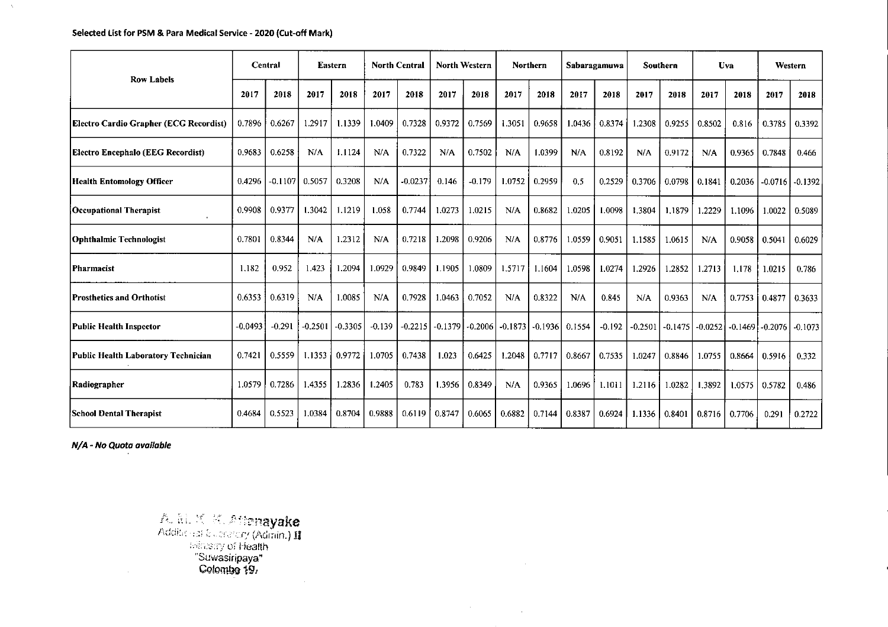**Selected List for PSM & Para Medical Service - 2020 (Cut-off Mark)**

| Row Labels | Central | | Eastern | | North Central | | North Western | | Northern | | Sabaragamuwa | | Southern | | Uva | | Western | |
|---|---|---|---|---|---|---|---|---|---|---|---|---|---|---|---|---|---|---|
| | 2017 | 2018 | 2017 | 2018 | 2017 | 2018 | 2017 | 2018 | 2017 | 2018 | 2017 | 2018 | 2017 | 2018 | 2017 | 2018 | 2017 | 2018 |
| Electro Cardio Grapher (ECG Recordist) | 0.7896 | 0.6267 | 1.2917 | 1.1339 | 1.0409 | 0.7328 | 0.9372 | 0.7569 | 1.3051 | 0.9658 | 1.0436 | 0.8374 | 1.2308 | 0.9255 | 0.8502 | 0.816 | 0.3785 | 0.3392 |
| Electro Encephalo (EEG Recordist) | 0.9683 | 0.6258 | N/A | 1.1124 | N/A | 0.7322 | N/A | 0.7502 | N/A | 1.0399 | N/A | 0.8192 | N/A | 0.9172 | N/A | 0.9365 | 0.7848 | 0.466 |
| Health Entomology Officer | 0.4296 | -0.1107 | 0.5057 | 0.3208 | N/A | -0.0237 | 0.146 | -0.179 | 1.0752 | 0.2959 | 0.5 | 0.2529 | 0.3706 | 0.0798 | 0.1841 | 0.2036 | -0.0716 | -0.1392 |
| Occupational Therapist | 0.9908 | 0.9377 | 1.3042 | 1.1219 | 1.058 | 0.7744 | 1.0273 | 1.0215 | N/A | 0.8682 | 1.0205 | 1.0098 | 1.3804 | 1.1879 | 1.2229 | 1.1096 | 1.0022 | 0.5089 |
| Ophthalmic Technologist | 0.7801 | 0.8344 | N/A | 1.2312 | N/A | 0.7218 | 1.2098 | 0.9206 | N/A | 0.8776 | 1.0559 | 0.9051 | 1.1585 | 1.0615 | N/A | 0.9058 | 0.5041 | 0.6029 |
| Pharmacist | 1.182 | 0.952 | 1.423 | 1.2094 | 1.0929 | 0.9849 | 1.1905 | 1.0809 | 1.5717 | 1.1604 | 1.0598 | 1.0274 | 1.2926 | 1.2852 | 1.2713 | 1.178 | 1.0215 | 0.786 |
| Prosthetics and Orthotist | 0.6353 | 0.6319 | N/A | 1.0085 | N/A | 0.7928 | 1.0463 | 0.7052 | N/A | 0.8322 | N/A | 0.845 | N/A | 0.9363 | N/A | 0.7753 | 0.4877 | 0.3633 |
| Public Health Inspector | -0.0493 | -0.291 | -0.2501 | -0.3305 | -0.139 | -0.2215 | -0.1379 | -0.2006 | -0.1873 | -0.1936 | 0.1554 | -0.192 | -0.2501 | -0.1475 | -0.0252 | -0.1469 | -0.2076 | -0.1073 |
| Public Health Laboratory Technician | 0.7421 | 0.5559 | 1.1353 | 0.9772 | 1.0705 | 0.7438 | 1.023 | 0.6425 | 1.2048 | 0.7717 | 0.8667 | 0.7535 | 1.0247 | 0.8846 | 1.0755 | 0.8664 | 0.5916 | 0.332 |
| Radiographer | 1.0579 | 0.7286 | 1.4355 | 1.2836 | 1.2405 | 0.783 | 1.3956 | 0.8349 | N/A | 0.9365 | 1.0696 | 1.1011 | 1.2116 | 1.0282 | 1.3892 | 1.0575 | 0.5782 | 0.486 |
| School Dental Therapist | 0.4684 | 0.5523 | 1.0384 | 0.8704 | 0.9888 | 0.6119 | 0.8747 | 0.6065 | 0.6882 | 0.7144 | 0.8387 | 0.6924 | 1.1336 | 0.8401 | 0.8716 | 0.7706 | 0.291 | 0.2722 |

***N/A - No Quota available***

A. M. K. K. Attanayake
Additional Secretary (Admin.) II
Ministry of Health
"Suwasiripaya"
Colombo 10.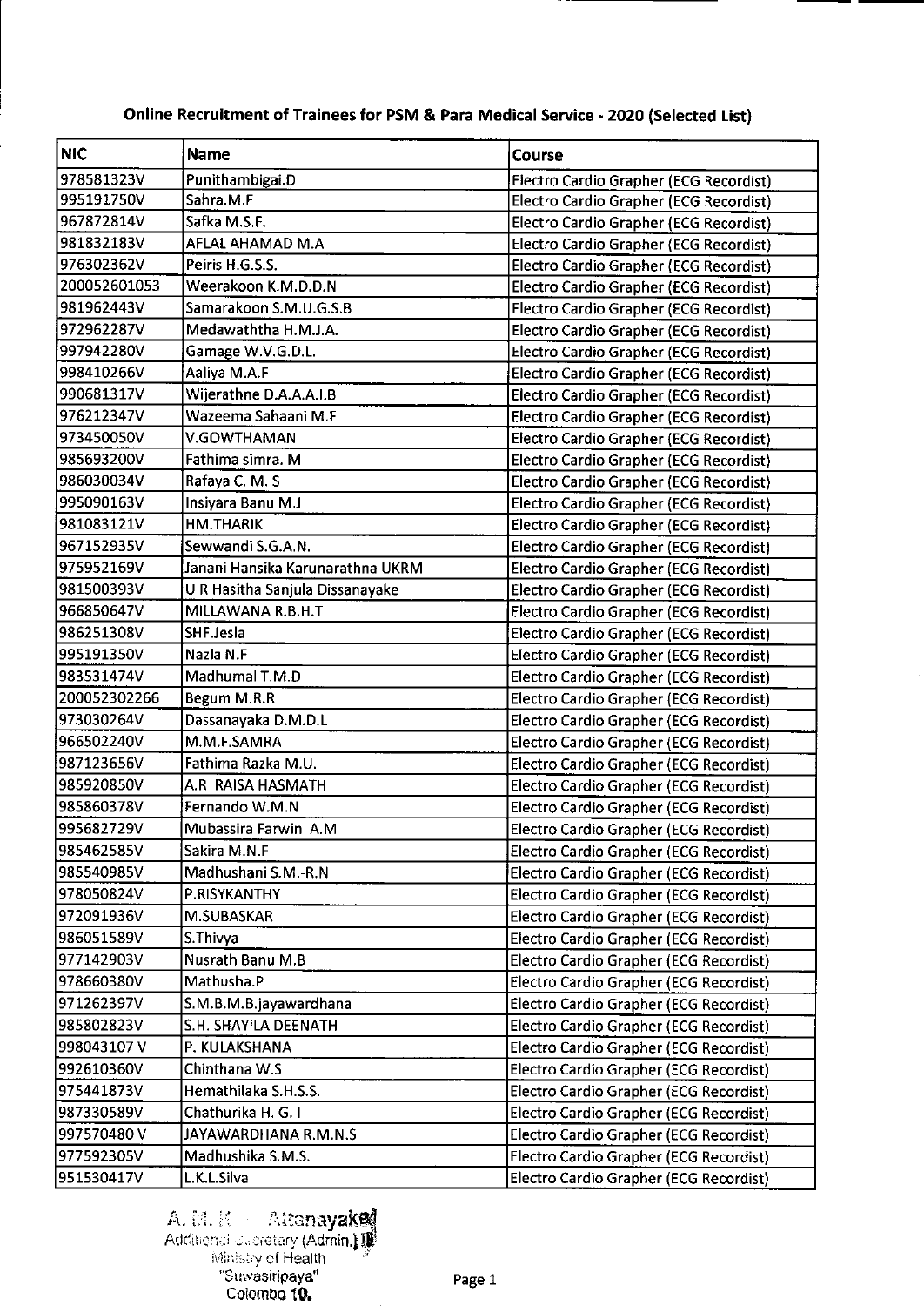## Online Recruitment of Trainees for PSM & Para Medical Service - 2020 (Selected List)

| NIC | Name | Course |
|---|---|---|
| 978581323V | Punithambigai.D | Electro Cardio Grapher (ECG Recordist) |
| 995191750V | Sahra.M.F | Electro Cardio Grapher (ECG Recordist) |
| 967872814V | Safka M.S.F. | Electro Cardio Grapher (ECG Recordist) |
| 981832183V | AFLAL AHAMAD M.A | Electro Cardio Grapher (ECG Recordist) |
| 976302362V | Peiris H.G.S.S. | Electro Cardio Grapher (ECG Recordist) |
| 200052601053 | Weerakoon K.M.D.D.N | Electro Cardio Grapher (ECG Recordist) |
| 981962443V | Samarakoon S.M.U.G.S.B | Electro Cardio Grapher (ECG Recordist) |
| 972962287V | Medawaththa H.M.J.A. | Electro Cardio Grapher (ECG Recordist) |
| 997942280V | Gamage W.V.G.D.L. | Electro Cardio Grapher (ECG Recordist) |
| 998410266V | Aaliya M.A.F | Electro Cardio Grapher (ECG Recordist) |
| 990681317V | Wijerathne D.A.A.A.I.B | Electro Cardio Grapher (ECG Recordist) |
| 976212347V | Wazeema Sahaani M.F | Electro Cardio Grapher (ECG Recordist) |
| 973450050V | V.GOWTHAMAN | Electro Cardio Grapher (ECG Recordist) |
| 985693200V | Fathima simra. M | Electro Cardio Grapher (ECG Recordist) |
| 986030034V | Rafaya C. M. S | Electro Cardio Grapher (ECG Recordist) |
| 995090163V | Insiyara Banu M.J | Electro Cardio Grapher (ECG Recordist) |
| 981083121V | HM.THARIK | Electro Cardio Grapher (ECG Recordist) |
| 967152935V | Sewwandi S.G.A.N. | Electro Cardio Grapher (ECG Recordist) |
| 975952169V | Janani Hansika Karunarathna UKRM | Electro Cardio Grapher (ECG Recordist) |
| 981500393V | U R Hasitha Sanjula Dissanayake | Electro Cardio Grapher (ECG Recordist) |
| 966850647V | MILLAWANA R.B.H.T | Electro Cardio Grapher (ECG Recordist) |
| 986251308V | SHF.Jesla | Electro Cardio Grapher (ECG Recordist) |
| 995191350V | Nazla N.F | Electro Cardio Grapher (ECG Recordist) |
| 983531474V | Madhumal T.M.D | Electro Cardio Grapher (ECG Recordist) |
| 200052302266 | Begum M.R.R | Electro Cardio Grapher (ECG Recordist) |
| 973030264V | Dassanayaka D.M.D.L | Electro Cardio Grapher (ECG Recordist) |
| 966502240V | M.M.F.SAMRA | Electro Cardio Grapher (ECG Recordist) |
| 987123656V | Fathima Razka M.U. | Electro Cardio Grapher (ECG Recordist) |
| 985920850V | A.R RAISA HASMATH | Electro Cardio Grapher (ECG Recordist) |
| 985860378V | Fernando W.M.N | Electro Cardio Grapher (ECG Recordist) |
| 995682729V | Mubassira Farwin A.M | Electro Cardio Grapher (ECG Recordist) |
| 985462585V | Sakira M.N.F | Electro Cardio Grapher (ECG Recordist) |
| 985540985V | Madhushani S.M.-R.N | Electro Cardio Grapher (ECG Recordist) |
| 978050824V | P.RISYKANTHY | Electro Cardio Grapher (ECG Recordist) |
| 972091936V | M.SUBASKAR | Electro Cardio Grapher (ECG Recordist) |
| 986051589V | S.Thivya | Electro Cardio Grapher (ECG Recordist) |
| 977142903V | Nusrath Banu M.B | Electro Cardio Grapher (ECG Recordist) |
| 978660380V | Mathusha.P | Electro Cardio Grapher (ECG Recordist) |
| 971262397V | S.M.B.M.B.jayawardhana | Electro Cardio Grapher (ECG Recordist) |
| 985802823V | S.H. SHAYILA DEENATH | Electro Cardio Grapher (ECG Recordist) |
| 998043107 V | P. KULAKSHANA | Electro Cardio Grapher (ECG Recordist) |
| 992610360V | Chinthana W.S | Electro Cardio Grapher (ECG Recordist) |
| 975441873V | Hemathilaka S.H.S.S. | Electro Cardio Grapher (ECG Recordist) |
| 987330589V | Chathurika H. G. I | Electro Cardio Grapher (ECG Recordist) |
| 997570480 V | JAYAWARDHANA R.M.N.S | Electro Cardio Grapher (ECG Recordist) |
| 977592305V | Madhushika S.M.S. | Electro Cardio Grapher (ECG Recordist) |
| 951530417V | L.K.L.Silva | Electro Cardio Grapher (ECG Recordist) |

A. M. K. Attanayake
Additional Secretary (Admin.) III
Ministry of Health
"Suwasiripaya"
Colombo 10.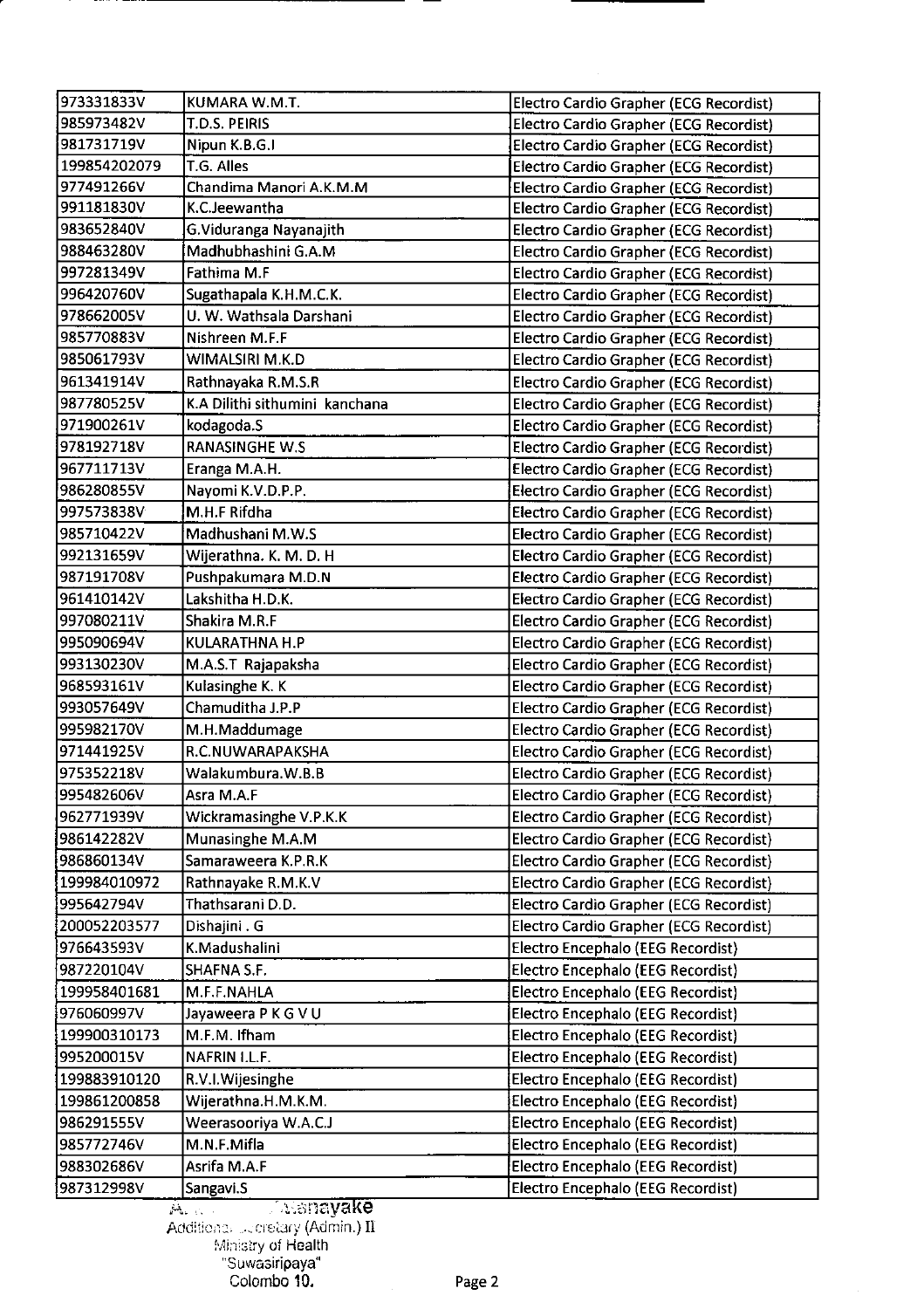| | | |
|---|---|---|
| 973331833V | KUMARA W.M.T. | Electro Cardio Grapher (ECG Recordist) |
| 985973482V | T.D.S. PEIRIS | Electro Cardio Grapher (ECG Recordist) |
| 981731719V | Nipun K.B.G.I | Electro Cardio Grapher (ECG Recordist) |
| 199854202079 | T.G. Alles | Electro Cardio Grapher (ECG Recordist) |
| 977491266V | Chandima Manori A.K.M.M | Electro Cardio Grapher (ECG Recordist) |
| 991181830V | K.C.Jeewantha | Electro Cardio Grapher (ECG Recordist) |
| 983652840V | G.Viduranga Nayanajith | Electro Cardio Grapher (ECG Recordist) |
| 988463280V | Madhubhashini G.A.M | Electro Cardio Grapher (ECG Recordist) |
| 997281349V | Fathima M.F | Electro Cardio Grapher (ECG Recordist) |
| 996420760V | Sugathapala K.H.M.C.K. | Electro Cardio Grapher (ECG Recordist) |
| 978662005V | U. W. Wathsala Darshani | Electro Cardio Grapher (ECG Recordist) |
| 985770883V | Nishreen M.F.F | Electro Cardio Grapher (ECG Recordist) |
| 985061793V | WIMALSIRI M.K.D | Electro Cardio Grapher (ECG Recordist) |
| 961341914V | Rathnayaka R.M.S.R | Electro Cardio Grapher (ECG Recordist) |
| 987780525V | K.A Dilithi sithumini kanchana | Electro Cardio Grapher (ECG Recordist) |
| 971900261V | kodagoda.S | Electro Cardio Grapher (ECG Recordist) |
| 978192718V | RANASINGHE W.S | Electro Cardio Grapher (ECG Recordist) |
| 967711713V | Eranga M.A.H. | Electro Cardio Grapher (ECG Recordist) |
| 986280855V | Nayomi K.V.D.P.P. | Electro Cardio Grapher (ECG Recordist) |
| 997573838V | M.H.F Rifdha | Electro Cardio Grapher (ECG Recordist) |
| 985710422V | Madhushani M.W.S | Electro Cardio Grapher (ECG Recordist) |
| 992131659V | Wijerathna. K. M. D. H | Electro Cardio Grapher (ECG Recordist) |
| 987191708V | Pushpakumara M.D.N | Electro Cardio Grapher (ECG Recordist) |
| 961410142V | Lakshitha H.D.K. | Electro Cardio Grapher (ECG Recordist) |
| 997080211V | Shakira M.R.F | Electro Cardio Grapher (ECG Recordist) |
| 995090694V | KULARATHNA H.P | Electro Cardio Grapher (ECG Recordist) |
| 993130230V | M.A.S.T Rajapaksha | Electro Cardio Grapher (ECG Recordist) |
| 968593161V | Kulasinghe K. K | Electro Cardio Grapher (ECG Recordist) |
| 993057649V | Chamuditha J.P.P | Electro Cardio Grapher (ECG Recordist) |
| 995982170V | M.H.Maddumage | Electro Cardio Grapher (ECG Recordist) |
| 971441925V | R.C.NUWARAPAKSHA | Electro Cardio Grapher (ECG Recordist) |
| 975352218V | Walakumbura.W.B.B | Electro Cardio Grapher (ECG Recordist) |
| 995482606V | Asra M.A.F | Electro Cardio Grapher (ECG Recordist) |
| 962771939V | Wickramasinghe V.P.K.K | Electro Cardio Grapher (ECG Recordist) |
| 986142282V | Munasinghe M.A.M | Electro Cardio Grapher (ECG Recordist) |
| 986860134V | Samaraweera K.P.R.K | Electro Cardio Grapher (ECG Recordist) |
| 199984010972 | Rathnayake R.M.K.V | Electro Cardio Grapher (ECG Recordist) |
| 995642794V | Thathsarani D.D. | Electro Cardio Grapher (ECG Recordist) |
| 200052203577 | Dishajini . G | Electro Cardio Grapher (ECG Recordist) |
| 976643593V | K.Madushalini | Electro Encephalo (EEG Recordist) |
| 987220104V | SHAFNA S.F. | Electro Encephalo (EEG Recordist) |
| 199958401681 | M.F.F.NAHLA | Electro Encephalo (EEG Recordist) |
| 976060997V | Jayaweera P K G V U | Electro Encephalo (EEG Recordist) |
| 199900310173 | M.F.M. Ifham | Electro Encephalo (EEG Recordist) |
| 995200015V | NAFRIN I.L.F. | Electro Encephalo (EEG Recordist) |
| 199883910120 | R.V.I.Wijesinghe | Electro Encephalo (EEG Recordist) |
| 199861200858 | Wijerathna.H.M.K.M. | Electro Encephalo (EEG Recordist) |
| 986291555V | Weerasooriya W.A.C.J | Electro Encephalo (EEG Recordist) |
| 985772746V | M.N.F.Mifla | Electro Encephalo (EEG Recordist) |
| 988302686V | Asrifa M.A.F | Electro Encephalo (EEG Recordist) |
| 987312998V | Sangavi.S | Electro Encephalo (EEG Recordist) |

A. ... ...sanayake
Additional Secretary (Admin.) II
Ministry of Health
"Suwasiripaya"
Colombo 10.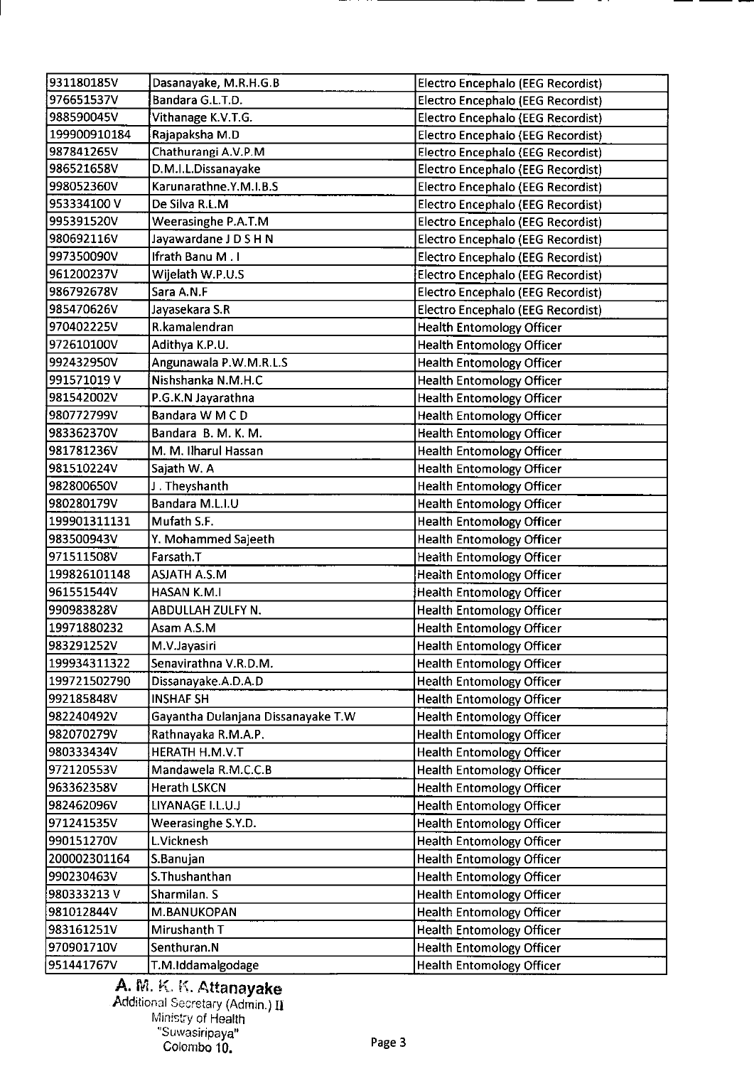| | | |
|---|---|---|
| 931180185V | Dasanayake, M.R.H.G.B | Electro Encephalo (EEG Recordist) |
| 976651537V | Bandara G.L.T.D. | Electro Encephalo (EEG Recordist) |
| 988590045V | Vithanage K.V.T.G. | Electro Encephalo (EEG Recordist) |
| 199900910184 | Rajapaksha M.D | Electro Encephalo (EEG Recordist) |
| 987841265V | Chathurangi A.V.P.M | Electro Encephalo (EEG Recordist) |
| 986521658V | D.M.I.L.Dissanayake | Electro Encephalo (EEG Recordist) |
| 998052360V | Karunarathne.Y.M.I.B.S | Electro Encephalo (EEG Recordist) |
| 953334100 V | De Silva R.L.M | Electro Encephalo (EEG Recordist) |
| 995391520V | Weerasinghe P.A.T.M | Electro Encephalo (EEG Recordist) |
| 980692116V | Jayawardane J D S H N | Electro Encephalo (EEG Recordist) |
| 997350090V | Ifrath Banu M . I | Electro Encephalo (EEG Recordist) |
| 961200237V | Wijelath W.P.U.S | Electro Encephalo (EEG Recordist) |
| 986792678V | Sara A.N.F | Electro Encephalo (EEG Recordist) |
| 985470626V | Jayasekara S.R | Electro Encephalo (EEG Recordist) |
| 970402225V | R.kamalendran | Health Entomology Officer |
| 972610100V | Adithya K.P.U. | Health Entomology Officer |
| 992432950V | Angunawala P.W.M.R.L.S | Health Entomology Officer |
| 991571019 V | Nishshanka N.M.H.C | Health Entomology Officer |
| 981542002V | P.G.K.N Jayarathna | Health Entomology Officer |
| 980772799V | Bandara W M C D | Health Entomology Officer |
| 983362370V | Bandara B. M. K. M. | Health Entomology Officer |
| 981781236V | M. M. Ilharul Hassan | Health Entomology Officer |
| 981510224V | Sajath W. A | Health Entomology Officer |
| 982800650V | J . Theyshanth | Health Entomology Officer |
| 980280179V | Bandara M.L.I.U | Health Entomology Officer |
| 199901311131 | Mufath S.F. | Health Entomology Officer |
| 983500943V | Y. Mohammed Sajeeth | Health Entomology Officer |
| 971511508V | Farsath.T | Health Entomology Officer |
| 199826101148 | ASJATH A.S.M | Health Entomology Officer |
| 961551544V | HASAN K.M.I | Health Entomology Officer |
| 990983828V | ABDULLAH ZULFY N. | Health Entomology Officer |
| 19971880232 | Asam A.S.M | Health Entomology Officer |
| 983291252V | M.V.Jayasiri | Health Entomology Officer |
| 199934311322 | Senavirathna V.R.D.M. | Health Entomology Officer |
| 199721502790 | Dissanayake.A.D.A.D | Health Entomology Officer |
| 992185848V | INSHAF SH | Health Entomology Officer |
| 982240492V | Gayantha Dulanjana Dissanayake T.W | Health Entomology Officer |
| 982070279V | Rathnayaka R.M.A.P. | Health Entomology Officer |
| 980333434V | HERATH H.M.V.T | Health Entomology Officer |
| 972120553V | Mandawela R.M.C.C.B | Health Entomology Officer |
| 963362358V | Herath LSKCN | Health Entomology Officer |
| 982462096V | LIYANAGE I.L.U.J | Health Entomology Officer |
| 971241535V | Weerasinghe S.Y.D. | Health Entomology Officer |
| 990151270V | L.Vicknesh | Health Entomology Officer |
| 200002301164 | S.Banujan | Health Entomology Officer |
| 990230463V | S.Thushanthan | Health Entomology Officer |
| 980333213 V | Sharmilan. S | Health Entomology Officer |
| 981012844V | M.BANUKOPAN | Health Entomology Officer |
| 983161251V | Mirushanth T | Health Entomology Officer |
| 970901710V | Senthuran.N | Health Entomology Officer |
| 951441767V | T.M.Iddamalgodage | Health Entomology Officer |

**A. M. K. K. Attanayake**
Additional Secretary (Admin.) II
Ministry of Health
"Suwasiripaya"
Colombo 10.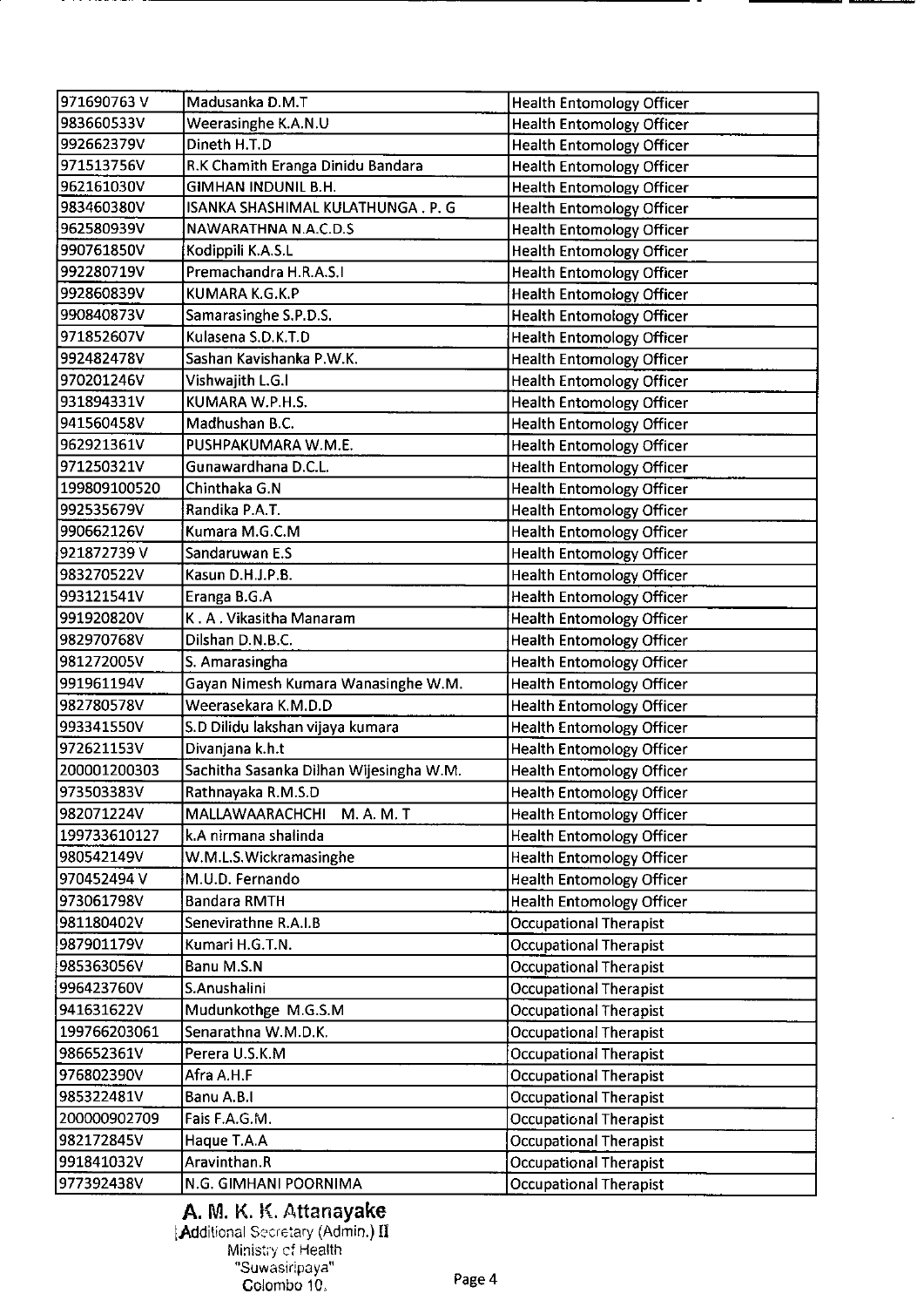| | | |
|---|---|---|
| 971690763 V | Madusanka D.M.T | Health Entomology Officer |
| 983660533V | Weerasinghe K.A.N.U | Health Entomology Officer |
| 992662379V | Dineth H.T.D | Health Entomology Officer |
| 971513756V | R.K Chamith Eranga Dinidu Bandara | Health Entomology Officer |
| 962161030V | GIMHAN INDUNIL B.H. | Health Entomology Officer |
| 983460380V | ISANKA SHASHIMAL KULATHUNGA . P. G | Health Entomology Officer |
| 962580939V | NAWARATHNA N.A.C.D.S | Health Entomology Officer |
| 990761850V | Kodippili K.A.S.L | Health Entomology Officer |
| 992280719V | Premachandra H.R.A.S.I | Health Entomology Officer |
| 992860839V | KUMARA K.G.K.P | Health Entomology Officer |
| 990840873V | Samarasinghe S.P.D.S. | Health Entomology Officer |
| 971852607V | Kulasena S.D.K.T.D | Health Entomology Officer |
| 992482478V | Sashan Kavishanka P.W.K. | Health Entomology Officer |
| 970201246V | Vishwajith L.G.I | Health Entomology Officer |
| 931894331V | KUMARA W.P.H.S. | Health Entomology Officer |
| 941560458V | Madhushan B.C. | Health Entomology Officer |
| 962921361V | PUSHPAKUMARA W.M.E. | Health Entomology Officer |
| 971250321V | Gunawardhana D.C.L. | Health Entomology Officer |
| 199809100520 | Chinthaka G.N | Health Entomology Officer |
| 992535679V | Randika P.A.T. | Health Entomology Officer |
| 990662126V | Kumara M.G.C.M | Health Entomology Officer |
| 921872739 V | Sandaruwan E.S | Health Entomology Officer |
| 983270522V | Kasun D.H.J.P.B. | Health Entomology Officer |
| 993121541V | Eranga B.G.A | Health Entomology Officer |
| 991920820V | K . A . Vikasitha Manaram | Health Entomology Officer |
| 982970768V | Dilshan D.N.B.C. | Health Entomology Officer |
| 981272005V | S. Amarasingha | Health Entomology Officer |
| 991961194V | Gayan Nimesh Kumara Wanasinghe W.M. | Health Entomology Officer |
| 982780578V | Weerasekara K.M.D.D | Health Entomology Officer |
| 993341550V | S.D Dilidu lakshan vijaya kumara | Health Entomology Officer |
| 972621153V | Divanjana k.h.t | Health Entomology Officer |
| 200001200303 | Sachitha Sasanka Dilhan Wijesingha W.M. | Health Entomology Officer |
| 973503383V | Rathnayaka R.M.S.D | Health Entomology Officer |
| 982071224V | MALLAWAARACHCHI M. A. M. T | Health Entomology Officer |
| 199733610127 | k.A nirmana shalinda | Health Entomology Officer |
| 980542149V | W.M.L.S.Wickramasinghe | Health Entomology Officer |
| 970452494 V | M.U.D. Fernando | Health Entomology Officer |
| 973061798V | Bandara RMTH | Health Entomology Officer |
| 981180402V | Senevirathne R.A.I.B | Occupational Therapist |
| 987901179V | Kumari H.G.T.N. | Occupational Therapist |
| 985363056V | Banu M.S.N | Occupational Therapist |
| 996423760V | S.Anushalini | Occupational Therapist |
| 941631622V | Mudunkothge M.G.S.M | Occupational Therapist |
| 199766203061 | Senarathna W.M.D.K. | Occupational Therapist |
| 986652361V | Perera U.S.K.M | Occupational Therapist |
| 976802390V | Afra A.H.F | Occupational Therapist |
| 985322481V | Banu A.B.I | Occupational Therapist |
| 200000902709 | Fais F.A.G.M. | Occupational Therapist |
| 982172845V | Haque T.A.A | Occupational Therapist |
| 991841032V | Aravinthan.R | Occupational Therapist |
| 977392438V | N.G. GIMHANI POORNIMA | Occupational Therapist |

**A. M. K. K. Attanayake**
Additional Secretary (Admin.) II
Ministry of Health
"Suwasiripaya"
Colombo 10.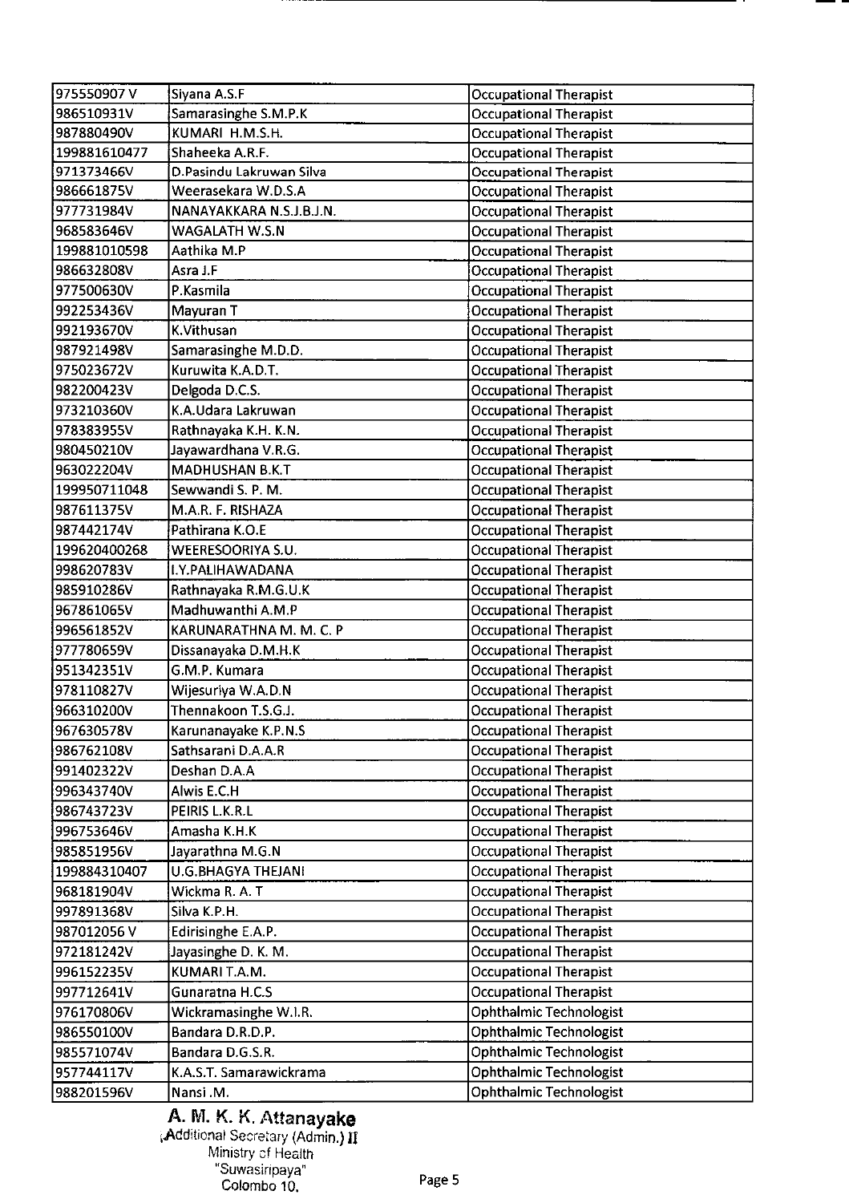| | | |
|---|---|---|
| 975550907 V | Siyana A.S.F | Occupational Therapist |
| 986510931V | Samarasinghe S.M.P.K | Occupational Therapist |
| 987880490V | KUMARI H.M.S.H. | Occupational Therapist |
| 199881610477 | Shaheeka A.R.F. | Occupational Therapist |
| 971373466V | D.Pasindu Lakruwan Silva | Occupational Therapist |
| 986661875V | Weerasekara W.D.S.A | Occupational Therapist |
| 977731984V | NANAYAKKARA N.S.J.B.J.N. | Occupational Therapist |
| 968583646V | WAGALATH W.S.N | Occupational Therapist |
| 199881010598 | Aathika M.P | Occupational Therapist |
| 986632808V | Asra J.F | Occupational Therapist |
| 977500630V | P.Kasmila | Occupational Therapist |
| 992253436V | Mayuran T | Occupational Therapist |
| 992193670V | K.Vithusan | Occupational Therapist |
| 987921498V | Samarasinghe M.D.D. | Occupational Therapist |
| 975023672V | Kuruwita K.A.D.T. | Occupational Therapist |
| 982200423V | Delgoda D.C.S. | Occupational Therapist |
| 973210360V | K.A.Udara Lakruwan | Occupational Therapist |
| 978383955V | Rathnayaka K.H. K.N. | Occupational Therapist |
| 980450210V | Jayawardhana V.R.G. | Occupational Therapist |
| 963022204V | MADHUSHAN B.K.T | Occupational Therapist |
| 199950711048 | Sewwandi S. P. M. | Occupational Therapist |
| 987611375V | M.A.R. F. RISHAZA | Occupational Therapist |
| 987442174V | Pathirana K.O.E | Occupational Therapist |
| 199620400268 | WEERESOORIYA S.U. | Occupational Therapist |
| 998620783V | I.Y.PALIHAWADANA | Occupational Therapist |
| 985910286V | Rathnayaka R.M.G.U.K | Occupational Therapist |
| 967861065V | Madhuwanthi A.M.P | Occupational Therapist |
| 996561852V | KARUNARATHNA M. M. C. P | Occupational Therapist |
| 977780659V | Dissanayaka D.M.H.K | Occupational Therapist |
| 951342351V | G.M.P. Kumara | Occupational Therapist |
| 978110827V | Wijesuriya W.A.D.N | Occupational Therapist |
| 966310200V | Thennakoon T.S.G.J. | Occupational Therapist |
| 967630578V | Karunanayake K.P.N.S | Occupational Therapist |
| 986762108V | Sathsarani D.A.A.R | Occupational Therapist |
| 991402322V | Deshan D.A.A | Occupational Therapist |
| 996343740V | Alwis E.C.H | Occupational Therapist |
| 986743723V | PEIRIS L.K.R.L | Occupational Therapist |
| 996753646V | Amasha K.H.K | Occupational Therapist |
| 985851956V | Jayarathna M.G.N | Occupational Therapist |
| 199884310407 | U.G.BHAGYA THEJANI | Occupational Therapist |
| 968181904V | Wickma R. A. T | Occupational Therapist |
| 997891368V | Silva K.P.H. | Occupational Therapist |
| 987012056 V | Edirisinghe E.A.P. | Occupational Therapist |
| 972181242V | Jayasinghe D. K. M. | Occupational Therapist |
| 996152235V | KUMARI T.A.M. | Occupational Therapist |
| 997712641V | Gunaratna H.C.S | Occupational Therapist |
| 976170806V | Wickramasinghe W.I.R. | Ophthalmic Technologist |
| 986550100V | Bandara D.R.D.P. | Ophthalmic Technologist |
| 985571074V | Bandara D.G.S.R. | Ophthalmic Technologist |
| 957744117V | K.A.S.T. Samarawickrama | Ophthalmic Technologist |
| 988201596V | Nansi .M. | Ophthalmic Technologist |

**A. M. K. K. Attanayake**
Additional Secretary (Admin.) II
Ministry of Health
"Suwasiripaya"
Colombo 10.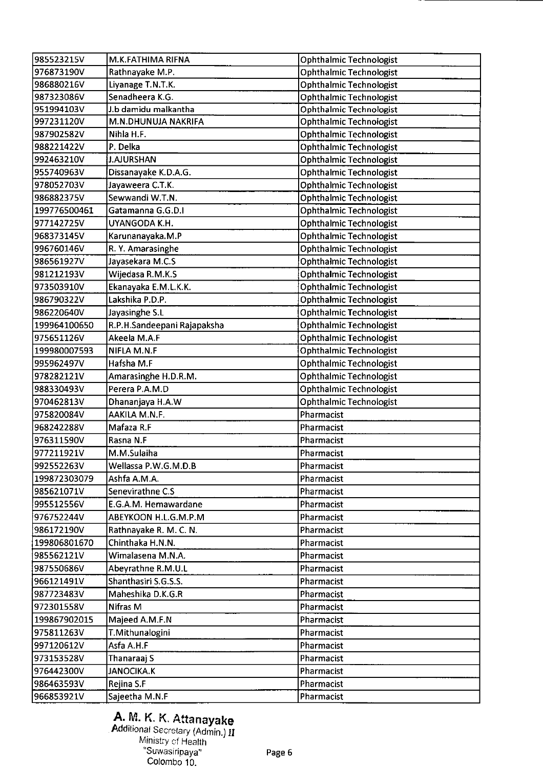| | | |
|---|---|---|
| 985523215V | M.K.FATHIMA RIFNA | Ophthalmic Technologist |
| 976873190V | Rathnayake M.P. | Ophthalmic Technologist |
| 986880216V | Liyanage T.N.T.K. | Ophthalmic Technologist |
| 987323086V | Senadheera K.G. | Ophthalmic Technologist |
| 951994103V | J.b damidu malkantha | Ophthalmic Technologist |
| 997231120V | M.N.DHUNUJA NAKRIFA | Ophthalmic Technologist |
| 987902582V | Nihla H.F. | Ophthalmic Technologist |
| 988221422V | P. Delka | Ophthalmic Technologist |
| 992463210V | J.AJURSHAN | Ophthalmic Technologist |
| 955740963V | Dissanayake K.D.A.G. | Ophthalmic Technologist |
| 978052703V | Jayaweera C.T.K. | Ophthalmic Technologist |
| 986882375V | Sewwandi W.T.N. | Ophthalmic Technologist |
| 199776500461 | Gatamanna G.G.D.I | Ophthalmic Technologist |
| 977142725V | UYANGODA K.H. | Ophthalmic Technologist |
| 968373145V | Karunanayaka.M.P | Ophthalmic Technologist |
| 996760146V | R. Y. Amarasinghe | Ophthalmic Technologist |
| 986561927V | Jayasekara M.C.S | Ophthalmic Technologist |
| 981212193V | Wijedasa R.M.K.S | Ophthalmic Technologist |
| 973503910V | Ekanayaka E.M.L.K.K. | Ophthalmic Technologist |
| 986790322V | Lakshika P.D.P. | Ophthalmic Technologist |
| 986220640V | Jayasinghe S.L | Ophthalmic Technologist |
| 199964100650 | R.P.H.Sandeepani Rajapaksha | Ophthalmic Technologist |
| 975651126V | Akeela M.A.F | Ophthalmic Technologist |
| 199980007593 | NIFLA M.N.F | Ophthalmic Technologist |
| 995962497V | Hafsha M.F | Ophthalmic Technologist |
| 978282121V | Amarasinghe H.D.R.M. | Ophthalmic Technologist |
| 988330493V | Perera P.A.M.D | Ophthalmic Technologist |
| 970462813V | Dhananjaya H.A.W | Ophthalmic Technologist |
| 975820084V | AAKILA M.N.F. | Pharmacist |
| 968242288V | Mafaza R.F | Pharmacist |
| 976311590V | Rasna N.F | Pharmacist |
| 977211921V | M.M.Sulaiha | Pharmacist |
| 992552263V | Wellassa P.W.G.M.D.B | Pharmacist |
| 199872303079 | Ashfa A.M.A. | Pharmacist |
| 985621071V | Senevirathne C.S | Pharmacist |
| 995512556V | E.G.A.M. Hemawardane | Pharmacist |
| 976752244V | ABEYKOON H.L.G.M.P.M | Pharmacist |
| 986172190V | Rathnayake R. M. C. N. | Pharmacist |
| 199806801670 | Chinthaka H.N.N. | Pharmacist |
| 985562121V | Wimalasena M.N.A. | Pharmacist |
| 987550686V | Abeyrathne R.M.U.L | Pharmacist |
| 966121491V | Shanthasiri S.G.S.S. | Pharmacist |
| 987723483V | Maheshika D.K.G.R | Pharmacist |
| 972301558V | Nifras M | Pharmacist |
| 199867902015 | Majeed A.M.F.N | Pharmacist |
| 975811263V | T.Mithunalogini | Pharmacist |
| 997120612V | Asfa A.H.F | Pharmacist |
| 973153528V | Thanaraaj S | Pharmacist |
| 976442300V | JANOCIKA.K | Pharmacist |
| 986463593V | Rejina S.F | Pharmacist |
| 966853921V | Sajeetha M.N.F | Pharmacist |

**A. M. K. K. Attanayake**
Additional Secretary (Admin.) II
Ministry of Health
"Suwasiripaya"
Colombo 10.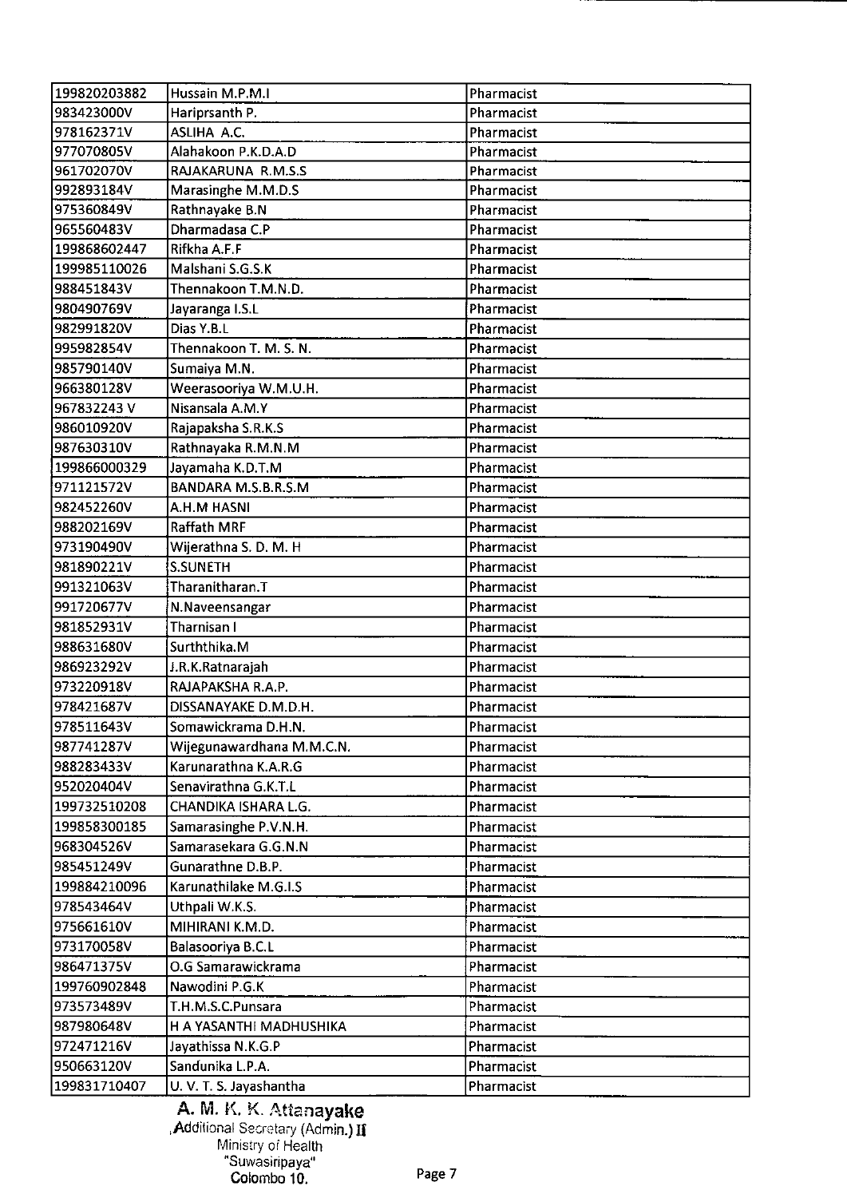| | | |
|---|---|---|
| 199820203882 | Hussain M.P.M.I | Pharmacist |
| 983423000V | Hariprsanth P. | Pharmacist |
| 978162371V | ASLIHA A.C. | Pharmacist |
| 977070805V | Alahakoon P.K.D.A.D | Pharmacist |
| 961702070V | RAJAKARUNA R.M.S.S | Pharmacist |
| 992893184V | Marasinghe M.M.D.S | Pharmacist |
| 975360849V | Rathnayake B.N | Pharmacist |
| 965560483V | Dharmadasa C.P | Pharmacist |
| 199868602447 | Rifkha A.F.F | Pharmacist |
| 199985110026 | Malshani S.G.S.K | Pharmacist |
| 988451843V | Thennakoon T.M.N.D. | Pharmacist |
| 980490769V | Jayaranga I.S.L | Pharmacist |
| 982991820V | Dias Y.B.L | Pharmacist |
| 995982854V | Thennakoon T. M. S. N. | Pharmacist |
| 985790140V | Sumaiya M.N. | Pharmacist |
| 966380128V | Weerasooriya W.M.U.H. | Pharmacist |
| 967832243 V | Nisansala A.M.Y | Pharmacist |
| 986010920V | Rajapaksha S.R.K.S | Pharmacist |
| 987630310V | Rathnayaka R.M.N.M | Pharmacist |
| 199866000329 | Jayamaha K.D.T.M | Pharmacist |
| 971121572V | BANDARA M.S.B.R.S.M | Pharmacist |
| 982452260V | A.H.M HASNI | Pharmacist |
| 988202169V | Raffath MRF | Pharmacist |
| 973190490V | Wijerathna S. D. M. H | Pharmacist |
| 981890221V | S.SUNETH | Pharmacist |
| 991321063V | Tharanitharan.T | Pharmacist |
| 991720677V | N.Naveensangar | Pharmacist |
| 981852931V | Tharnisan I | Pharmacist |
| 988631680V | Surththika.M | Pharmacist |
| 986923292V | J.R.K.Ratnarajah | Pharmacist |
| 973220918V | RAJAPAKSHA R.A.P. | Pharmacist |
| 978421687V | DISSANAYAKE D.M.D.H. | Pharmacist |
| 978511643V | Somawickrama D.H.N. | Pharmacist |
| 987741287V | Wijegunawardhana M.M.C.N. | Pharmacist |
| 988283433V | Karunarathna K.A.R.G | Pharmacist |
| 952020404V | Senavirathna G.K.T.L | Pharmacist |
| 199732510208 | CHANDIKA ISHARA L.G. | Pharmacist |
| 199858300185 | Samarasinghe P.V.N.H. | Pharmacist |
| 968304526V | Samarasekara G.G.N.N | Pharmacist |
| 985451249V | Gunarathne D.B.P. | Pharmacist |
| 199884210096 | Karunathilake M.G.I.S | Pharmacist |
| 978543464V | Uthpali W.K.S. | Pharmacist |
| 975661610V | MIHIRANI K.M.D. | Pharmacist |
| 973170058V | Balasooriya B.C.L | Pharmacist |
| 986471375V | O.G Samarawickrama | Pharmacist |
| 199760902848 | Nawodini P.G.K | Pharmacist |
| 973573489V | T.H.M.S.C.Punsara | Pharmacist |
| 987980648V | H A YASANTHI MADHUSHIKA | Pharmacist |
| 972471216V | Jayathissa N.K.G.P | Pharmacist |
| 950663120V | Sandunika L.P.A. | Pharmacist |
| 199831710407 | U. V. T. S. Jayashantha | Pharmacist |

**A. M. K. K. Attanayake**
Additional Secretary (Admin.) II
Ministry of Health
"Suwasiripaya"
Colombo 10.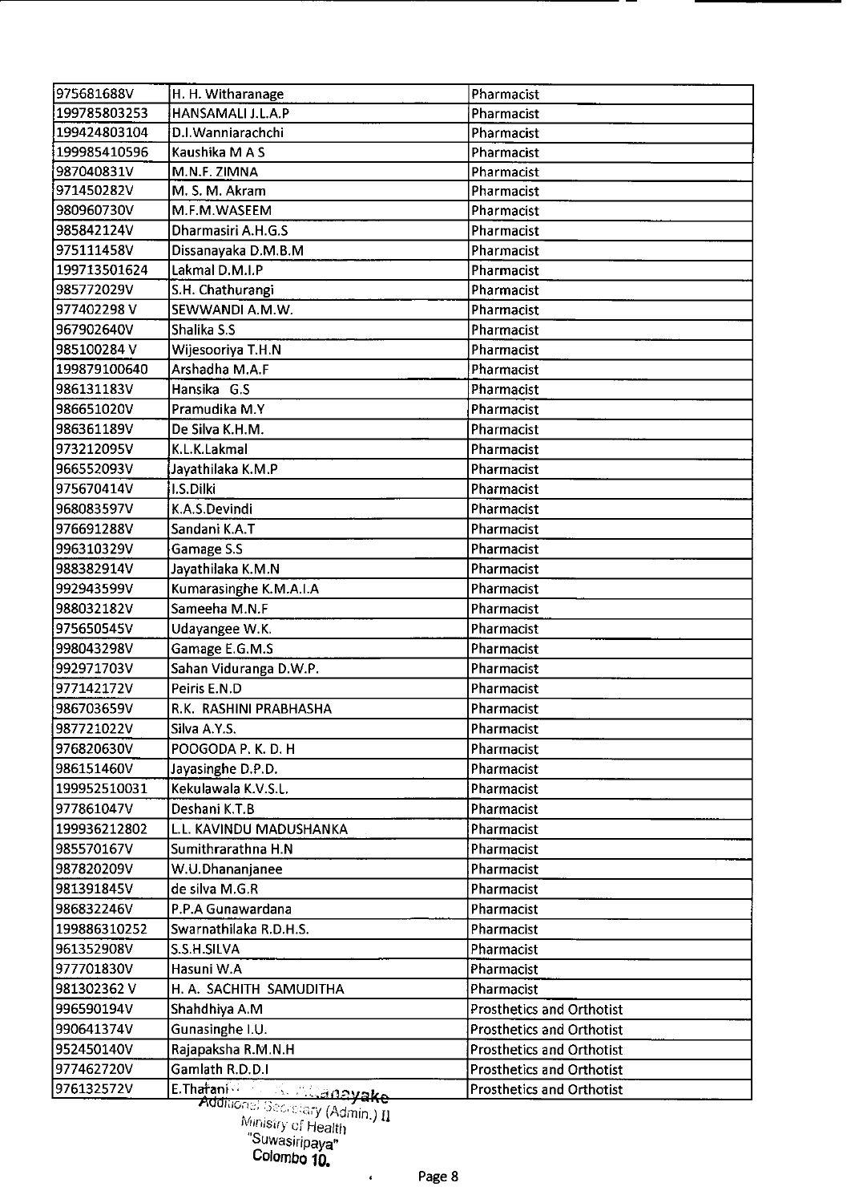| | | |
|---|---|---|
| 975681688V | H. H. Witharanage | Pharmacist |
| 199785803253 | HANSAMALI J.L.A.P | Pharmacist |
| 199424803104 | D.I.Wanniarachchi | Pharmacist |
| 199985410596 | Kaushika M A S | Pharmacist |
| 987040831V | M.N.F. ZIMNA | Pharmacist |
| 971450282V | M. S. M. Akram | Pharmacist |
| 980960730V | M.F.M.WASEEM | Pharmacist |
| 985842124V | Dharmasiri A.H.G.S | Pharmacist |
| 975111458V | Dissanayaka D.M.B.M | Pharmacist |
| 199713501624 | Lakmal D.M.I.P | Pharmacist |
| 985772029V | S.H. Chathurangi | Pharmacist |
| 977402298 V | SEWWANDI A.M.W. | Pharmacist |
| 967902640V | Shalika S.S | Pharmacist |
| 985100284 V | Wijesooriya T.H.N | Pharmacist |
| 199879100640 | Arshadha M.A.F | Pharmacist |
| 986131183V | Hansika G.S | Pharmacist |
| 986651020V | Pramudika M.Y | Pharmacist |
| 986361189V | De Silva K.H.M. | Pharmacist |
| 973212095V | K.L.K.Lakmal | Pharmacist |
| 966552093V | Jayathilaka K.M.P | Pharmacist |
| 975670414V | I.S.Dilki | Pharmacist |
| 968083597V | K.A.S.Devindi | Pharmacist |
| 976691288V | Sandani K.A.T | Pharmacist |
| 996310329V | Gamage S.S | Pharmacist |
| 988382914V | Jayathilaka K.M.N | Pharmacist |
| 992943599V | Kumarasinghe K.M.A.I.A | Pharmacist |
| 988032182V | Sameeha M.N.F | Pharmacist |
| 975650545V | Udayangee W.K. | Pharmacist |
| 998043298V | Gamage E.G.M.S | Pharmacist |
| 992971703V | Sahan Viduranga D.W.P. | Pharmacist |
| 977142172V | Peiris E.N.D | Pharmacist |
| 986703659V | R.K. RASHINI PRABHASHA | Pharmacist |
| 987721022V | Silva A.Y.S. | Pharmacist |
| 976820630V | POOGODA P. K. D. H | Pharmacist |
| 986151460V | Jayasinghe D.P.D. | Pharmacist |
| 199952510031 | Kekulawala K.V.S.L. | Pharmacist |
| 977861047V | Deshani K.T.B | Pharmacist |
| 199936212802 | L.L. KAVINDU MADUSHANKA | Pharmacist |
| 985570167V | Sumithrarathna H.N | Pharmacist |
| 987820209V | W.U.Dhananjanee | Pharmacist |
| 981391845V | de silva M.G.R | Pharmacist |
| 986832246V | P.P.A Gunawardana | Pharmacist |
| 199886310252 | Swarnathilaka R.D.H.S. | Pharmacist |
| 961352908V | S.S.H.SILVA | Pharmacist |
| 977701830V | Hasuni W.A | Pharmacist |
| 981302362 V | H. A. SACHITH SAMUDITHA | Pharmacist |
| 996590194V | Shahdhiya A.M | Prosthetics and Orthotist |
| 990641374V | Gunasinghe I.U. | Prosthetics and Orthotist |
| 952450140V | Rajapaksha R.M.N.H | Prosthetics and Orthotist |
| 977462720V | Gamlath R.D.D.I | Prosthetics and Orthotist |
| 976132572V | E.Thatani | Prosthetics and Orthotist |

...anayake
Additional Secretary (Admin.) II
Ministry of Health
"Suwasiripaya"
Colombo 10.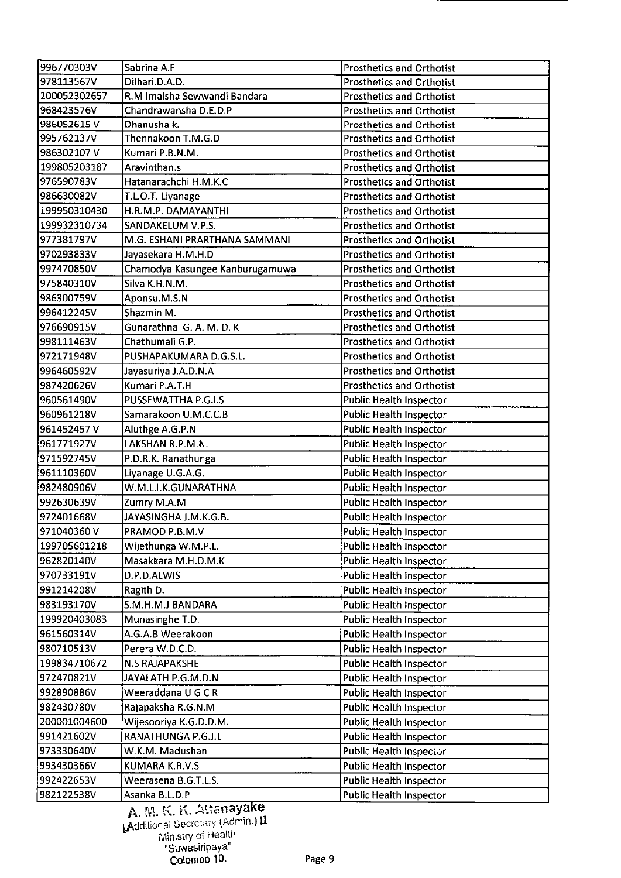| 996770303V | Sabrina A.F | Prosthetics and Orthotist |
|---|---|---|
| 978113567V | Dilhari.D.A.D. | Prosthetics and Orthotist |
| 200052302657 | R.M Imalsha Sewwandi Bandara | Prosthetics and Orthotist |
| 968423576V | Chandrawansha D.E.D.P | Prosthetics and Orthotist |
| 986052615 V | Dhanusha k. | Prosthetics and Orthotist |
| 995762137V | Thennakoon T.M.G.D | Prosthetics and Orthotist |
| 986302107 V | Kumari P.B.N.M. | Prosthetics and Orthotist |
| 199805203187 | Aravinthan.s | Prosthetics and Orthotist |
| 976590783V | Hatanarachchi H.M.K.C | Prosthetics and Orthotist |
| 986630082V | T.L.O.T. Liyanage | Prosthetics and Orthotist |
| 199950310430 | H.R.M.P. DAMAYANTHI | Prosthetics and Orthotist |
| 199932310734 | SANDAKELUM V.P.S. | Prosthetics and Orthotist |
| 977381797V | M.G. ESHANI PRARTHANA SAMMANI | Prosthetics and Orthotist |
| 970293833V | Jayasekara H.M.H.D | Prosthetics and Orthotist |
| 997470850V | Chamodya Kasungee Kanburugamuwa | Prosthetics and Orthotist |
| 975840310V | Silva K.H.N.M. | Prosthetics and Orthotist |
| 986300759V | Aponsu.M.S.N | Prosthetics and Orthotist |
| 996412245V | Shazmin M. | Prosthetics and Orthotist |
| 976690915V | Gunarathna G. A. M. D. K | Prosthetics and Orthotist |
| 998111463V | Chathumali G.P. | Prosthetics and Orthotist |
| 972171948V | PUSHAPAKUMARA D.G.S.L. | Prosthetics and Orthotist |
| 996460592V | Jayasuriya J.A.D.N.A | Prosthetics and Orthotist |
| 987420626V | Kumari P.A.T.H | Prosthetics and Orthotist |
| 960561490V | PUSSEWATTHA P.G.I.S | Public Health Inspector |
| 960961218V | Samarakoon U.M.C.C.B | Public Health Inspector |
| 961452457 V | Aluthge A.G.P.N | Public Health Inspector |
| 961771927V | LAKSHAN R.P.M.N. | Public Health Inspector |
| 971592745V | P.D.R.K. Ranathunga | Public Health Inspector |
| 961110360V | Liyanage U.G.A.G. | Public Health Inspector |
| 982480906V | W.M.L.I.K.GUNARATHNA | Public Health Inspector |
| 992630639V | Zumry M.A.M | Public Health Inspector |
| 972401668V | JAYASINGHA J.M.K.G.B. | Public Health Inspector |
| 971040360 V | PRAMOD P.B.M.V | Public Health Inspector |
| 199705601218 | Wijethunga W.M.P.L. | Public Health Inspector |
| 962820140V | Masakkara M.H.D.M.K | Public Health Inspector |
| 970733191V | D.P.D.ALWIS | Public Health Inspector |
| 991214208V | Ragith D. | Public Health Inspector |
| 983193170V | S.M.H.M.J BANDARA | Public Health Inspector |
| 199920403083 | Munasinghe T.D. | Public Health Inspector |
| 961560314V | A.G.A.B Weerakoon | Public Health Inspector |
| 980710513V | Perera W.D.C.D. | Public Health Inspector |
| 199834710672 | N.S RAJAPAKSHE | Public Health Inspector |
| 972470821V | JAYALATH P.G.M.D.N | Public Health Inspector |
| 992890886V | Weeraddana U G C R | Public Health Inspector |
| 982430780V | Rajapaksha R.G.N.M | Public Health Inspector |
| 200001004600 | Wijesooriya K.G.D.D.M. | Public Health Inspector |
| 991421602V | RANATHUNGA P.G.J.L | Public Health Inspector |
| 973330640V | W.K.M. Madushan | Public Health Inspector |
| 993430366V | KUMARA K.R.V.S | Public Health Inspector |
| 992422653V | Weerasena B.G.T.L.S. | Public Health Inspector |
| 982122538V | Asanka B.L.D.P | Public Health Inspector |

A. M. K. K. Attanayake
Additional Secretary (Admin.) II
Ministry of Health
"Suwasiripaya"
Colombo 10.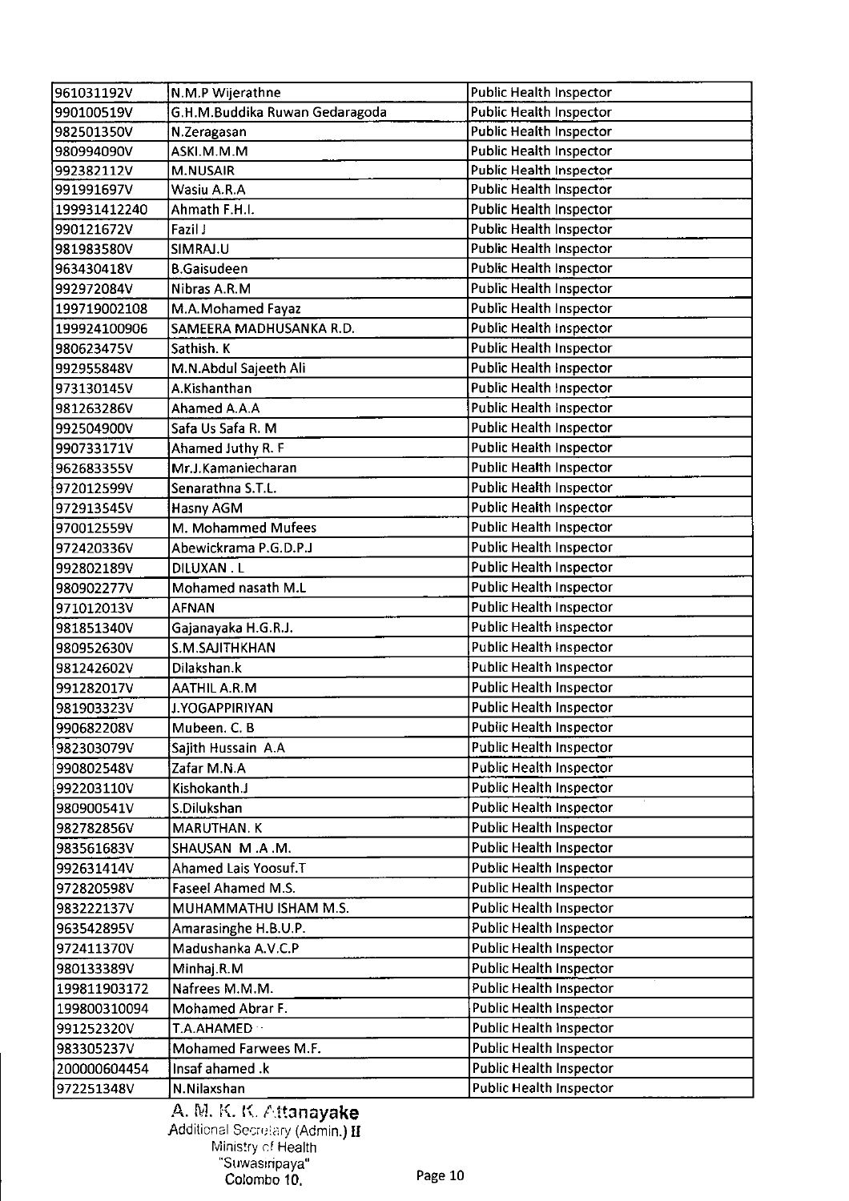| | | |
|---|---|---|
| 961031192V | N.M.P Wijerathne | Public Health Inspector |
| 990100519V | G.H.M.Buddika Ruwan Gedaragoda | Public Health Inspector |
| 982501350V | N.Zeragasan | Public Health Inspector |
| 980994090V | ASKI.M.M.M | Public Health Inspector |
| 992382112V | M.NUSAIR | Public Health Inspector |
| 991991697V | Wasiu A.R.A | Public Health Inspector |
| 199931412240 | Ahmath F.H.I. | Public Health Inspector |
| 990121672V | Fazil J | Public Health Inspector |
| 981983580V | SIMRAJ.U | Public Health Inspector |
| 963430418V | B.Gaisudeen | Public Health Inspector |
| 992972084V | Nibras A.R.M | Public Health Inspector |
| 199719002108 | M.A.Mohamed Fayaz | Public Health Inspector |
| 199924100906 | SAMEERA MADHUSANKA R.D. | Public Health Inspector |
| 980623475V | Sathish. K | Public Health Inspector |
| 992955848V | M.N.Abdul Sajeeth Ali | Public Health Inspector |
| 973130145V | A.Kishanthan | Public Health Inspector |
| 981263286V | Ahamed A.A.A | Public Health Inspector |
| 992504900V | Safa Us Safa R. M | Public Health Inspector |
| 990733171V | Ahamed Juthy R. F | Public Health Inspector |
| 962683355V | Mr.J.Kamaniecharan | Public Health Inspector |
| 972012599V | Senarathna S.T.L. | Public Health Inspector |
| 972913545V | Hasny AGM | Public Health Inspector |
| 970012559V | M. Mohammed Mufees | Public Health Inspector |
| 972420336V | Abewickrama P.G.D.P.J | Public Health Inspector |
| 992802189V | DILUXAN . L | Public Health Inspector |
| 980902277V | Mohamed nasath M.L | Public Health Inspector |
| 971012013V | AFNAN | Public Health Inspector |
| 981851340V | Gajanayaka H.G.R.J. | Public Health Inspector |
| 980952630V | S.M.SAJITHKHAN | Public Health Inspector |
| 981242602V | Dilakshan.k | Public Health Inspector |
| 991282017V | AATHIL A.R.M | Public Health Inspector |
| 981903323V | J.YOGAPPIRIYAN | Public Health Inspector |
| 990682208V | Mubeen. C. B | Public Health Inspector |
| 982303079V | Sajith Hussain A.A | Public Health Inspector |
| 990802548V | Zafar M.N.A | Public Health Inspector |
| 992203110V | Kishokanth.J | Public Health Inspector |
| 980900541V | S.Dilukshan | Public Health Inspector |
| 982782856V | MARUTHAN. K | Public Health Inspector |
| 983561683V | SHAUSAN M .A .M. | Public Health Inspector |
| 992631414V | Ahamed Lais Yoosuf.T | Public Health Inspector |
| 972820598V | Faseel Ahamed M.S. | Public Health Inspector |
| 983222137V | MUHAMMATHU ISHAM M.S. | Public Health Inspector |
| 963542895V | Amarasinghe H.B.U.P. | Public Health Inspector |
| 972411370V | Madushanka A.V.C.P | Public Health Inspector |
| 980133389V | Minhaj.R.M | Public Health Inspector |
| 199811903172 | Nafrees M.M.M. | Public Health Inspector |
| 199800310094 | Mohamed Abrar F. | Public Health Inspector |
| 991252320V | T.A.AHAMED | Public Health Inspector |
| 983305237V | Mohamed Farwees M.F. | Public Health Inspector |
| 200000604454 | Insaf ahamed .k | Public Health Inspector |
| 972251348V | N.Nilaxshan | Public Health Inspector |

A. M. K. K. Attanayake
Additional Secretary (Admin.) II
Ministry of Health
"Suwasiripaya"
Colombo 10.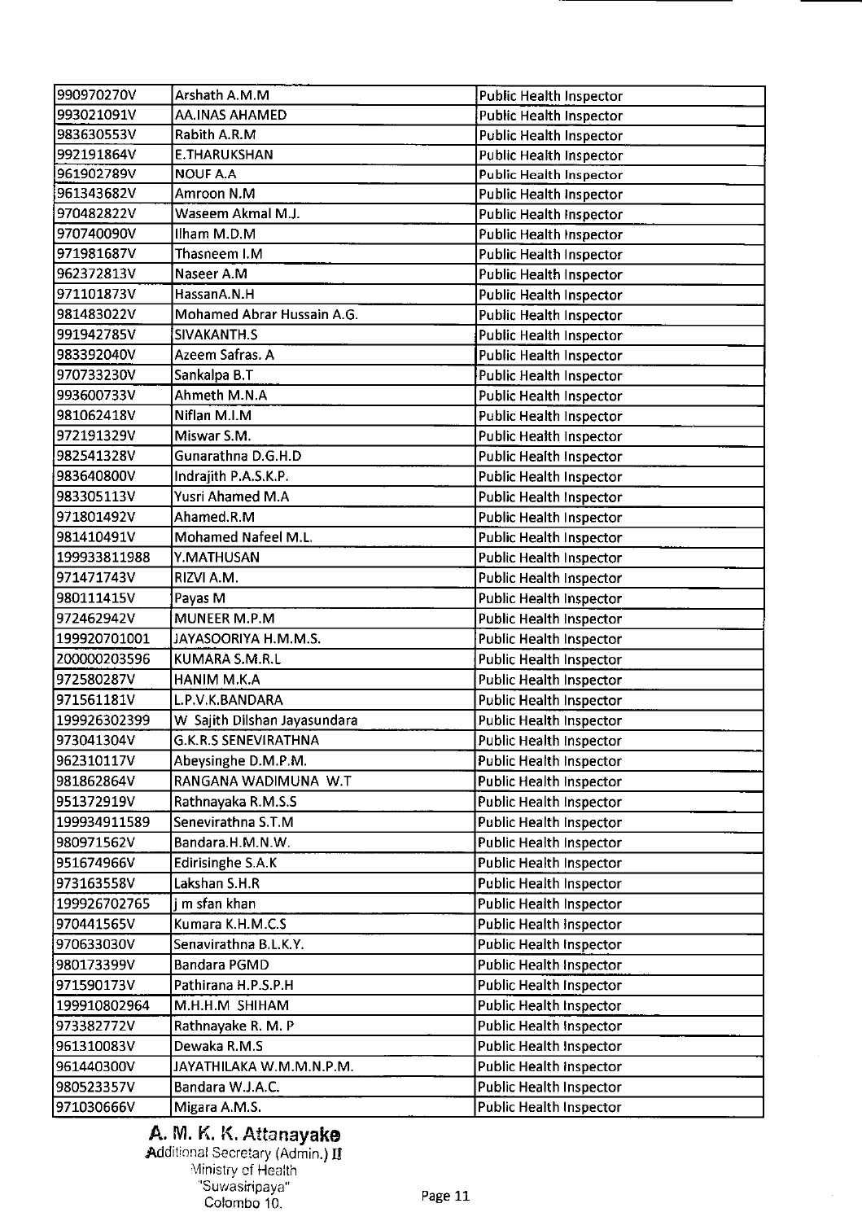| 990970270V | Arshath A.M.M | Public Health Inspector |
|---|---|---|
| 993021091V | AA.INAS AHAMED | Public Health Inspector |
| 983630553V | Rabith A.R.M | Public Health Inspector |
| 992191864V | E.THARUKSHAN | Public Health Inspector |
| 961902789V | NOUF A.A | Public Health Inspector |
| 961343682V | Amroon N.M | Public Health Inspector |
| 970482822V | Waseem Akmal M.J. | Public Health Inspector |
| 970740090V | Ilham M.D.M | Public Health Inspector |
| 971981687V | Thasneem I.M | Public Health Inspector |
| 962372813V | Naseer A.M | Public Health Inspector |
| 971101873V | HassanA.N.H | Public Health Inspector |
| 981483022V | Mohamed Abrar Hussain A.G. | Public Health Inspector |
| 991942785V | SIVAKANTH.S | Public Health Inspector |
| 983392040V | Azeem Safras. A | Public Health Inspector |
| 970733230V | Sankalpa B.T | Public Health Inspector |
| 993600733V | Ahmeth M.N.A | Public Health Inspector |
| 981062418V | Niflan M.I.M | Public Health Inspector |
| 972191329V | Miswar S.M. | Public Health Inspector |
| 982541328V | Gunarathna D.G.H.D | Public Health Inspector |
| 983640800V | Indrajith P.A.S.K.P. | Public Health Inspector |
| 983305113V | Yusri Ahamed M.A | Public Health Inspector |
| 971801492V | Ahamed.R.M | Public Health Inspector |
| 981410491V | Mohamed Nafeel M.L. | Public Health Inspector |
| 199933811988 | Y.MATHUSAN | Public Health Inspector |
| 971471743V | RIZVI A.M. | Public Health Inspector |
| 980111415V | Payas M | Public Health Inspector |
| 972462942V | MUNEER M.P.M | Public Health Inspector |
| 199920701001 | JAYASOORIYA H.M.M.S. | Public Health Inspector |
| 200000203596 | KUMARA S.M.R.L | Public Health Inspector |
| 972580287V | HANIM M.K.A | Public Health Inspector |
| 971561181V | L.P.V.K.BANDARA | Public Health Inspector |
| 199926302399 | W Sajith Dilshan Jayasundara | Public Health Inspector |
| 973041304V | G.K.R.S SENEVIRATHNA | Public Health Inspector |
| 962310117V | Abeysinghe D.M.P.M. | Public Health Inspector |
| 981862864V | RANGANA WADIMUNA W.T | Public Health Inspector |
| 951372919V | Rathnayaka R.M.S.S | Public Health Inspector |
| 199934911589 | Senevirathna S.T.M | Public Health Inspector |
| 980971562V | Bandara.H.M.N.W. | Public Health Inspector |
| 951674966V | Edirisinghe S.A.K | Public Health Inspector |
| 973163558V | Lakshan S.H.R | Public Health Inspector |
| 199926702765 | j m sfan khan | Public Health Inspector |
| 970441565V | Kumara K.H.M.C.S | Public Health Inspector |
| 970633030V | Senavirathna B.L.K.Y. | Public Health Inspector |
| 980173399V | Bandara PGMD | Public Health Inspector |
| 971590173V | Pathirana H.P.S.P.H | Public Health Inspector |
| 199910802964 | M.H.H.M SHIHAM | Public Health Inspector |
| 973382772V | Rathnayake R. M. P | Public Health Inspector |
| 961310083V | Dewaka R.M.S | Public Health Inspector |
| 961440300V | JAYATHILAKA W.M.M.N.P.M. | Public Health Inspector |
| 980523357V | Bandara W.J.A.C. | Public Health Inspector |
| 971030666V | Migara A.M.S. | Public Health Inspector |

**A. M. K. K. Attanayake**
Additional Secretary (Admin.) II
Ministry of Health
"Suwasiripaya"
Colombo 10.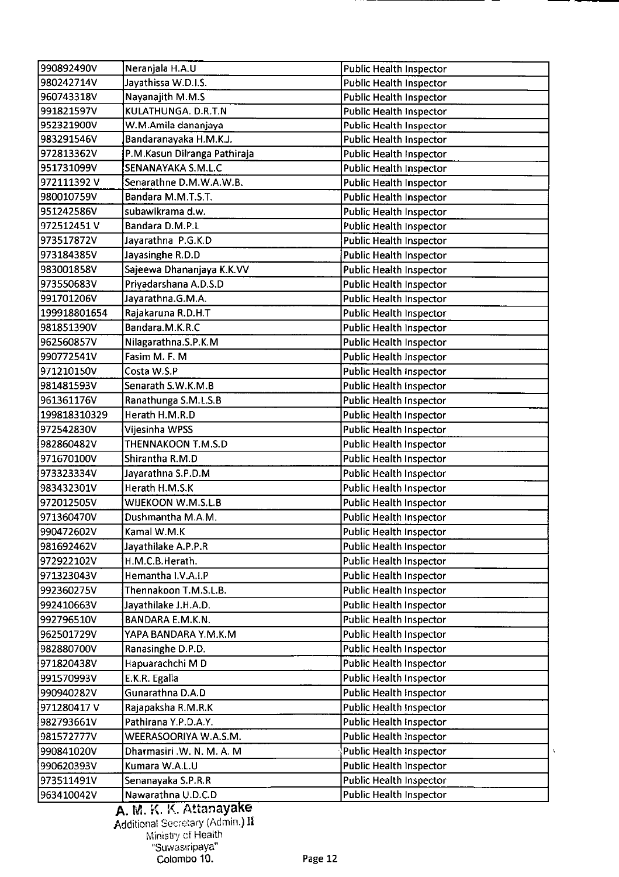| | | |
|---|---|---|
| 990892490V | Neranjala H.A.U | Public Health Inspector |
| 980242714V | Jayathissa W.D.I.S. | Public Health Inspector |
| 960743318V | Nayanajith M.M.S | Public Health Inspector |
| 991821597V | KULATHUNGA. D.R.T.N | Public Health Inspector |
| 952321900V | W.M.Amila dananjaya | Public Health Inspector |
| 983291546V | Bandaranayaka H.M.K.J. | Public Health Inspector |
| 972813362V | P.M.Kasun Dilranga Pathiraja | Public Health Inspector |
| 951731099V | SENANAYAKA S.M.L.C | Public Health Inspector |
| 972111392 V | Senarathne D.M.W.A.W.B. | Public Health Inspector |
| 980010759V | Bandara M.M.T.S.T. | Public Health Inspector |
| 951242586V | subawikrama d.w. | Public Health Inspector |
| 972512451 V | Bandara D.M.P.L | Public Health Inspector |
| 973517872V | Jayarathna P.G.K.D | Public Health Inspector |
| 973184385V | Jayasinghe R.D.D | Public Health Inspector |
| 983001858V | Sajeewa Dhananjaya K.K.VV | Public Health Inspector |
| 973550683V | Priyadarshana A.D.S.D | Public Health Inspector |
| 991701206V | Jayarathna.G.M.A. | Public Health Inspector |
| 199918801654 | Rajakaruna R.D.H.T | Public Health Inspector |
| 981851390V | Bandara.M.K.R.C | Public Health Inspector |
| 962560857V | Nilagarathna.S.P.K.M | Public Health Inspector |
| 990772541V | Fasim M. F. M | Public Health Inspector |
| 971210150V | Costa W.S.P | Public Health Inspector |
| 981481593V | Senarath S.W.K.M.B | Public Health Inspector |
| 961361176V | Ranathunga S.M.L.S.B | Public Health Inspector |
| 199818310329 | Herath H.M.R.D | Public Health Inspector |
| 972542830V | Vijesinha WPSS | Public Health Inspector |
| 982860482V | THENNAKOON T.M.S.D | Public Health Inspector |
| 971670100V | Shirantha R.M.D | Public Health Inspector |
| 973323334V | Jayarathna S.P.D.M | Public Health Inspector |
| 983432301V | Herath H.M.S.K | Public Health Inspector |
| 972012505V | WIJEKOON W.M.S.L.B | Public Health Inspector |
| 971360470V | Dushmantha M.A.M. | Public Health Inspector |
| 990472602V | Kamal W.M.K | Public Health Inspector |
| 981692462V | Jayathilake A.P.P.R | Public Health Inspector |
| 972922102V | H.M.C.B.Herath. | Public Health Inspector |
| 971323043V | Hemantha I.V.A.I.P | Public Health Inspector |
| 992360275V | Thennakoon T.M.S.L.B. | Public Health Inspector |
| 992410663V | Jayathilake J.H.A.D. | Public Health Inspector |
| 992796510V | BANDARA E.M.K.N. | Public Health Inspector |
| 962501729V | YAPA BANDARA Y.M.K.M | Public Health Inspector |
| 982880700V | Ranasinghe D.P.D. | Public Health Inspector |
| 971820438V | Hapuarachchi M D | Public Health Inspector |
| 991570993V | E.K.R. Egalla | Public Health Inspector |
| 990940282V | Gunarathna D.A.D | Public Health Inspector |
| 971280417 V | Rajapaksha R.M.R.K | Public Health Inspector |
| 982793661V | Pathirana Y.P.D.A.Y. | Public Health Inspector |
| 981572777V | WEERASOORIYA W.A.S.M. | Public Health Inspector |
| 990841020V | Dharmasiri .W. N. M. A. M | Public Health Inspector |
| 990620393V | Kumara W.A.L.U | Public Health Inspector |
| 973511491V | Senanayaka S.P.R.R | Public Health Inspector |
| 963410042V | Nawarathna U.D.C.D | Public Health Inspector |

**A. M. K. K. Attanayake**
Additional Secretary (Admin.) II
Ministry of Health
"Suwasiripaya"
Colombo 10.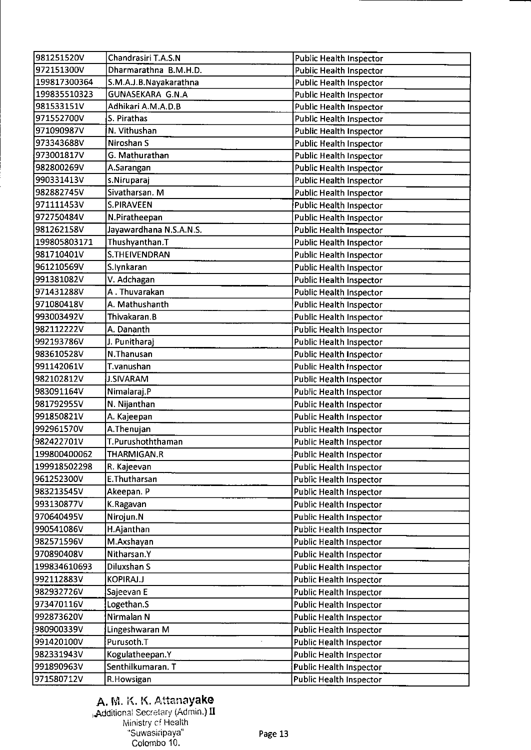| | | |
|---|---|---|
| 981251520V | Chandrasiri T.A.S.N | Public Health Inspector |
| 972151300V | Dharmarathna B.M.H.D. | Public Health Inspector |
| 199817300364 | S.M.A.J.B.Nayakarathna | Public Health Inspector |
| 199835510323 | GUNASEKARA G.N.A | Public Health Inspector |
| 981533151V | Adhikari A.M.A.D.B | Public Health Inspector |
| 971552700V | S. Pirathas | Public Health Inspector |
| 971090987V | N. Vithushan | Public Health Inspector |
| 973343688V | Niroshan S | Public Health Inspector |
| 973001817V | G. Mathurathan | Public Health Inspector |
| 982800269V | A.Sarangan | Public Health Inspector |
| 990331413V | s.Niruparaj | Public Health Inspector |
| 982882745V | Sivatharsan. M | Public Health Inspector |
| 971111453V | S.PIRAVEEN | Public Health Inspector |
| 972750484V | N.Piratheepan | Public Health Inspector |
| 981262158V | Jayawardhana N.S.A.N.S. | Public Health Inspector |
| 199805803171 | Thushyanthan.T | Public Health Inspector |
| 981710401V | S.THEIVENDRAN | Public Health Inspector |
| 961210569V | S.Iynkaran | Public Health Inspector |
| 991381082V | V. Adchagan | Public Health Inspector |
| 971431288V | A . Thuvarakan | Public Health Inspector |
| 971080418V | A. Mathushanth | Public Health Inspector |
| 993003492V | Thivakaran.B | Public Health Inspector |
| 982112222V | A. Dananth | Public Health Inspector |
| 992193786V | J. Punitharaj | Public Health Inspector |
| 983610528V | N.Thanusan | Public Health Inspector |
| 991142061V | T.vanushan | Public Health Inspector |
| 982102812V | J.SIVARAM | Public Health Inspector |
| 983091164V | Nimalaraj.P | Public Health Inspector |
| 981792955V | N. Nijanthan | Public Health Inspector |
| 991850821V | A. Kajeepan | Public Health Inspector |
| 992961570V | A.Thenujan | Public Health Inspector |
| 982422701V | T.Purushoththaman | Public Health Inspector |
| 199800400062 | THARMIGAN.R | Public Health Inspector |
| 199918502298 | R. Kajeevan | Public Health Inspector |
| 961252300V | E.Thutharsan | Public Health Inspector |
| 983213545V | Akeepan. P | Public Health Inspector |
| 993130877V | K.Ragavan | Public Health Inspector |
| 970640495V | Nirojun.N | Public Health Inspector |
| 990541086V | H.Ajanthan | Public Health Inspector |
| 982571596V | M.Axshayan | Public Health Inspector |
| 970890408V | Nitharsan.Y | Public Health Inspector |
| 199834610693 | Diluxshan S | Public Health Inspector |
| 992112883V | KOPIRAJ.J | Public Health Inspector |
| 982932726V | Sajeevan E | Public Health Inspector |
| 973470116V | Logethan.S | Public Health Inspector |
| 992873620V | Nirmalan N | Public Health Inspector |
| 980900339V | Lingeshwaran M | Public Health Inspector |
| 991420100V | Purusoth.T | Public Health Inspector |
| 982331943V | Kogulatheepan.Y | Public Health Inspector |
| 991890963V | Senthilkumaran. T | Public Health Inspector |
| 971580712V | R.Howsigan | Public Health Inspector |

**A. M. K. K. Attanayake**
Additional Secretary (Admin.) II
Ministry of Health
"Suwasiripaya"
Colombo 10.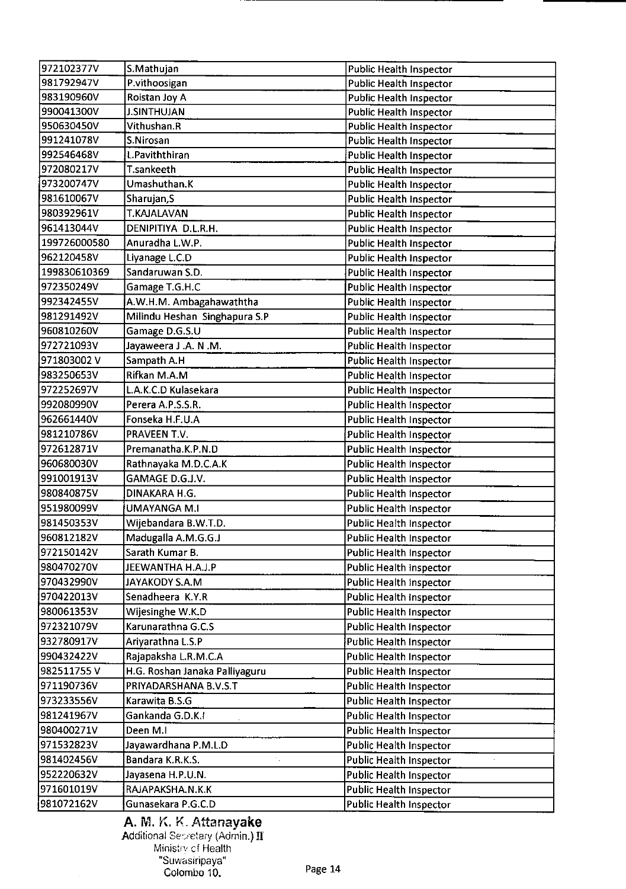| | | |
|---|---|---|
| 972102377V | S.Mathujan | Public Health Inspector |
| 981792947V | P.vithoosigan | Public Health Inspector |
| 983190960V | Roistan Joy A | Public Health Inspector |
| 990041300V | J.SINTHUJAN | Public Health Inspector |
| 950630450V | Vithushan.R | Public Health Inspector |
| 991241078V | S.Nirosan | Public Health Inspector |
| 992546468V | L.Paviththiran | Public Health Inspector |
| 972080217V | T.sankeeth | Public Health Inspector |
| 973200747V | Umashuthan.K | Public Health Inspector |
| 981610067V | Sharujan,S | Public Health Inspector |
| 980392961V | T.KAJALAVAN | Public Health Inspector |
| 961413044V | DENIPITIYA D.L.R.H. | Public Health Inspector |
| 199726000580 | Anuradha L.W.P. | Public Health Inspector |
| 962120458V | Liyanage L.C.D | Public Health Inspector |
| 199830610369 | Sandaruwan S.D. | Public Health Inspector |
| 972350249V | Gamage T.G.H.C | Public Health Inspector |
| 992342455V | A.W.H.M. Ambagahawaththa | Public Health Inspector |
| 981291492V | Milindu Heshan Singhapura S.P | Public Health Inspector |
| 960810260V | Gamage D.G.S.U | Public Health Inspector |
| 972721093V | Jayaweera J .A. N .M. | Public Health Inspector |
| 971803002 V | Sampath A.H | Public Health Inspector |
| 983250653V | Rifkan M.A.M | Public Health Inspector |
| 972252697V | L.A.K.C.D Kulasekara | Public Health Inspector |
| 992080990V | Perera A.P.S.S.R. | Public Health Inspector |
| 962661440V | Fonseka H.F.U.A | Public Health Inspector |
| 981210786V | PRAVEEN T.V. | Public Health Inspector |
| 972612871V | Premanatha.K.P.N.D | Public Health Inspector |
| 960680030V | Rathnayaka M.D.C.A.K | Public Health Inspector |
| 991001913V | GAMAGE D.G.J.V. | Public Health Inspector |
| 980840875V | DINAKARA H.G. | Public Health Inspector |
| 951980099V | UMAYANGA M.I | Public Health Inspector |
| 981450353V | Wijebandara B.W.T.D. | Public Health Inspector |
| 960812182V | Madugalla A.M.G.G.J | Public Health Inspector |
| 972150142V | Sarath Kumar B. | Public Health Inspector |
| 980470270V | JEEWANTHA H.A.J.P | Public Health Inspector |
| 970432990V | JAYAKODY S.A.M | Public Health Inspector |
| 970422013V | Senadheera K.Y.R | Public Health Inspector |
| 980061353V | Wijesinghe W.K.D | Public Health Inspector |
| 972321079V | Karunarathna G.C.S | Public Health Inspector |
| 932780917V | Ariyarathna L.S.P | Public Health Inspector |
| 990432422V | Rajapaksha L.R.M.C.A | Public Health Inspector |
| 982511755 V | H.G. Roshan Janaka Palliyaguru | Public Health Inspector |
| 971190736V | PRIYADARSHANA B.V.S.T | Public Health Inspector |
| 973233556V | Karawita B.S.G | Public Health Inspector |
| 981241967V | Gankanda G.D.K.I | Public Health Inspector |
| 980400271V | Deen M.I | Public Health Inspector |
| 971532823V | Jayawardhana P.M.L.D | Public Health Inspector |
| 981402456V | Bandara K.R.K.S. | Public Health Inspector |
| 952220632V | Jayasena H.P.U.N. | Public Health Inspector |
| 971601019V | RAJAPAKSHA.N.K.K | Public Health Inspector |
| 981072162V | Gunasekara P.G.C.D | Public Health Inspector |

**A. M. K. K. Attanayake**
Additional Secretary (Admin.) II
Ministry of Health
"Suwasiripaya"
Colombo 10.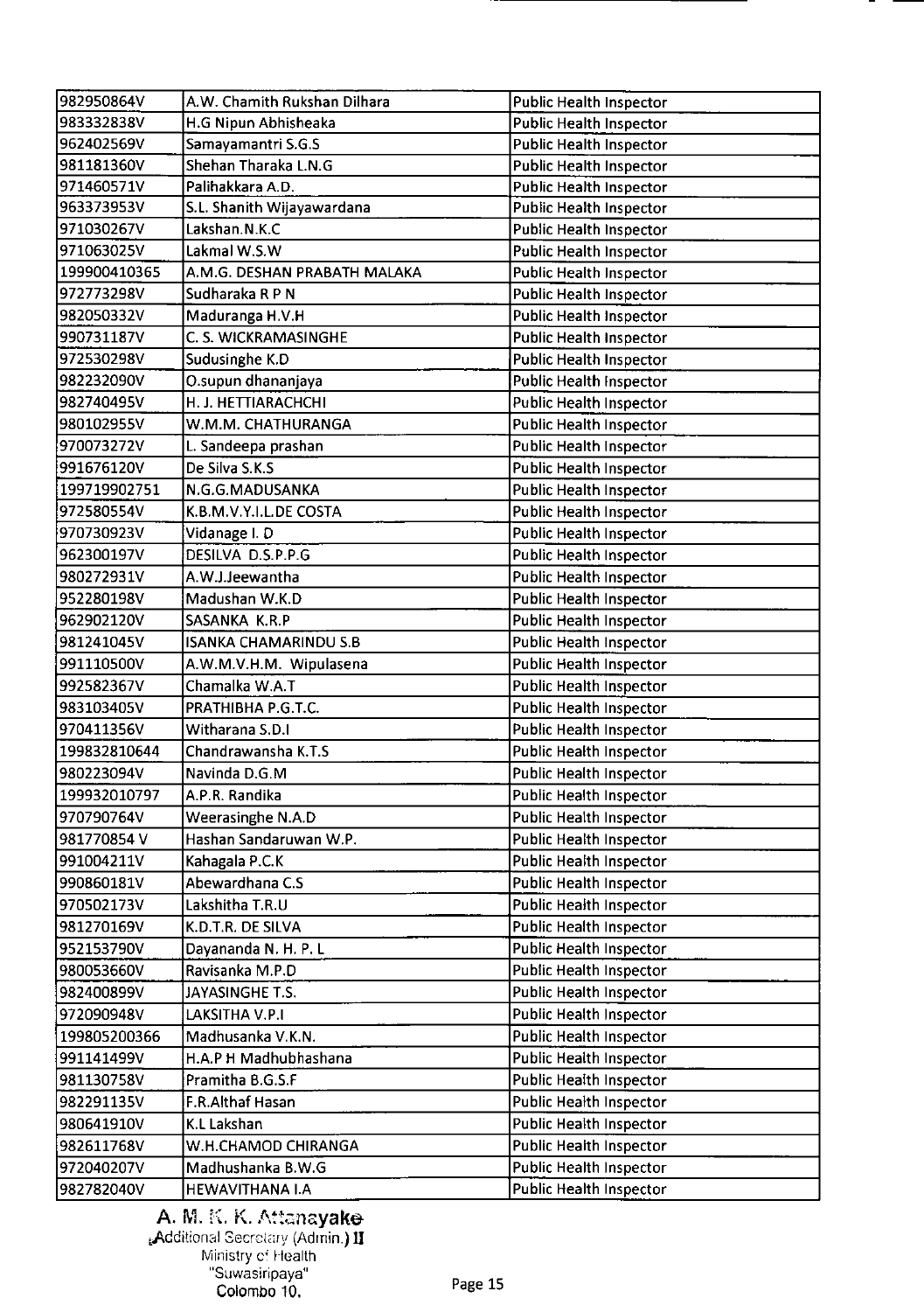| | | |
|---|---|---|
| 982950864V | A.W. Chamith Rukshan Dilhara | Public Health Inspector |
| 983332838V | H.G Nipun Abhisheaka | Public Health Inspector |
| 962402569V | Samayamantri S.G.S | Public Health Inspector |
| 981181360V | Shehan Tharaka L.N.G | Public Health Inspector |
| 971460571V | Palihakkara A.D. | Public Health Inspector |
| 963373953V | S.L. Shanith Wijayawardana | Public Health Inspector |
| 971030267V | Lakshan.N.K.C | Public Health Inspector |
| 971063025V | Lakmal W.S.W | Public Health Inspector |
| 199900410365 | A.M.G. DESHAN PRABATH MALAKA | Public Health Inspector |
| 972773298V | Sudharaka R P N | Public Health Inspector |
| 982050332V | Maduranga H.V.H | Public Health Inspector |
| 990731187V | C. S. WICKRAMASINGHE | Public Health Inspector |
| 972530298V | Sudusinghe K.D | Public Health Inspector |
| 982232090V | O.supun dhananjaya | Public Health Inspector |
| 982740495V | H. J. HETTIARACHCHI | Public Health Inspector |
| 980102955V | W.M.M. CHATHURANGA | Public Health Inspector |
| 970073272V | L. Sandeepa prashan | Public Health Inspector |
| 991676120V | De Silva S.K.S | Public Health Inspector |
| 199719902751 | N.G.G.MADUSANKA | Public Health Inspector |
| 972580554V | K.B.M.V.Y.I.L.DE COSTA | Public Health Inspector |
| 970730923V | Vidanage I. D | Public Health Inspector |
| 962300197V | DESILVA D.S.P.P.G | Public Health Inspector |
| 980272931V | A.W.J.Jeewantha | Public Health Inspector |
| 952280198V | Madushan W.K.D | Public Health Inspector |
| 962902120V | SASANKA K.R.P | Public Health Inspector |
| 981241045V | ISANKA CHAMARINDU S.B | Public Health Inspector |
| 991110500V | A.W.M.V.H.M. Wipulasena | Public Health Inspector |
| 992582367V | Chamalka W.A.T | Public Health Inspector |
| 983103405V | PRATHIBHA P.G.T.C. | Public Health Inspector |
| 970411356V | Witharana S.D.I | Public Health Inspector |
| 199832810644 | Chandrawansha K.T.S | Public Health Inspector |
| 980223094V | Navinda D.G.M | Public Health Inspector |
| 199932010797 | A.P.R. Randika | Public Health Inspector |
| 970790764V | Weerasinghe N.A.D | Public Health Inspector |
| 981770854 V | Hashan Sandaruwan W.P. | Public Health Inspector |
| 991004211V | Kahagala P.C.K | Public Health Inspector |
| 990860181V | Abewardhana C.S | Public Health Inspector |
| 970502173V | Lakshitha T.R.U | Public Health Inspector |
| 981270169V | K.D.T.R. DE SILVA | Public Health Inspector |
| 952153790V | Dayananda N. H. P. L | Public Health Inspector |
| 980053660V | Ravisanka M.P.D | Public Health Inspector |
| 982400899V | JAYASINGHE T.S. | Public Health Inspector |
| 972090948V | LAKSITHA V.P.I | Public Health Inspector |
| 199805200366 | Madhusanka V.K.N. | Public Health Inspector |
| 991141499V | H.A.P H Madhubhashana | Public Health Inspector |
| 981130758V | Pramitha B.G.S.F | Public Health Inspector |
| 982291135V | F.R.Althaf Hasan | Public Health Inspector |
| 980641910V | K.L Lakshan | Public Health Inspector |
| 982611768V | W.H.CHAMOD CHIRANGA | Public Health Inspector |
| 972040207V | Madhushanka B.W.G | Public Health Inspector |
| 982782040V | HEWAVITHANA I.A | Public Health Inspector |

**A. M. K. K. Attanayake**
Additional Secretary (Admin.) II
Ministry of Health
"Suwasiripaya"
Colombo 10.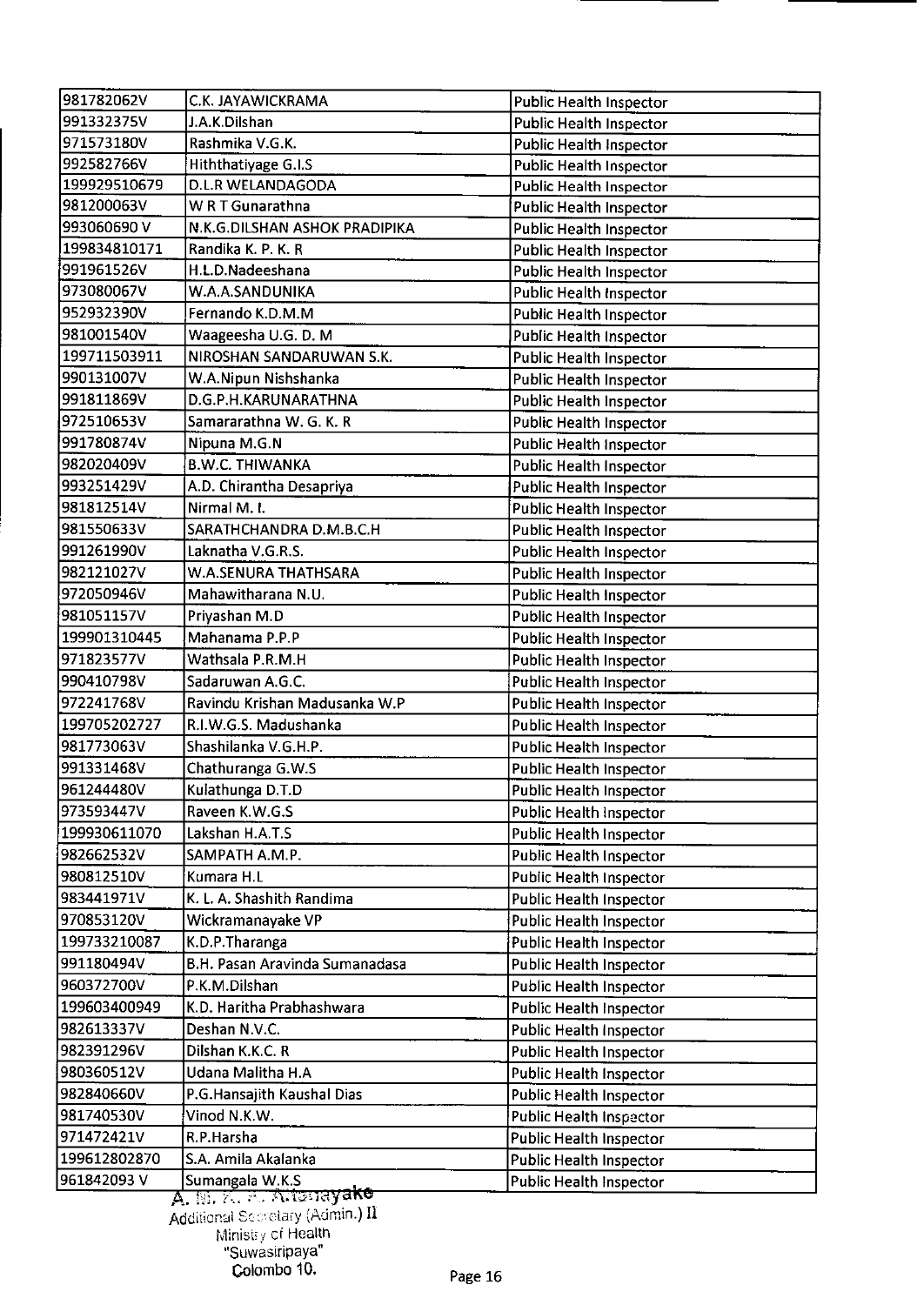| 981782062V | C.K. JAYAWICKRAMA | Public Health Inspector |
|---|---|---|
| 991332375V | J.A.K.Dilshan | Public Health Inspector |
| 971573180V | Rashmika V.G.K. | Public Health Inspector |
| 992582766V | Hiththatiyage G.I.S | Public Health Inspector |
| 199929510679 | D.L.R WELANDAGODA | Public Health Inspector |
| 981200063V | W R T Gunarathna | Public Health Inspector |
| 993060690 V | N.K.G.DILSHAN ASHOK PRADIPIKA | Public Health Inspector |
| 199834810171 | Randika K. P. K. R | Public Health Inspector |
| 991961526V | H.L.D.Nadeeshana | Public Health Inspector |
| 973080067V | W.A.A.SANDUNIKA | Public Health Inspector |
| 952932390V | Fernando K.D.M.M | Public Health Inspector |
| 981001540V | Waageesha U.G. D. M | Public Health Inspector |
| 199711503911 | NIROSHAN SANDARUWAN S.K. | Public Health Inspector |
| 990131007V | W.A.Nipun Nishshanka | Public Health Inspector |
| 991811869V | D.G.P.H.KARUNARATHNA | Public Health Inspector |
| 972510653V | Samararathna W. G. K. R | Public Health Inspector |
| 991780874V | Nipuna M.G.N | Public Health Inspector |
| 982020409V | B.W.C. THIWANKA | Public Health Inspector |
| 993251429V | A.D. Chirantha Desapriya | Public Health Inspector |
| 981812514V | Nirmal M. I. | Public Health Inspector |
| 981550633V | SARATHCHANDRA D.M.B.C.H | Public Health Inspector |
| 991261990V | Laknatha V.G.R.S. | Public Health Inspector |
| 982121027V | W.A.SENURA THATHSARA | Public Health Inspector |
| 972050946V | Mahawitharana N.U. | Public Health Inspector |
| 981051157V | Priyashan M.D | Public Health Inspector |
| 199901310445 | Mahanama P.P.P | Public Health Inspector |
| 971823577V | Wathsala P.R.M.H | Public Health Inspector |
| 990410798V | Sadaruwan A.G.C. | Public Health Inspector |
| 972241768V | Ravindu Krishan Madusanka W.P | Public Health Inspector |
| 199705202727 | R.I.W.G.S. Madushanka | Public Health Inspector |
| 981773063V | Shashilanka V.G.H.P. | Public Health Inspector |
| 991331468V | Chathuranga G.W.S | Public Health Inspector |
| 961244480V | Kulathunga D.T.D | Public Health Inspector |
| 973593447V | Raveen K.W.G.S | Public Health Inspector |
| 199930611070 | Lakshan H.A.T.S | Public Health Inspector |
| 982662532V | SAMPATH A.M.P. | Public Health Inspector |
| 980812510V | Kumara H.L | Public Health Inspector |
| 983441971V | K. L. A. Shashith Randima | Public Health Inspector |
| 970853120V | Wickramanayake VP | Public Health Inspector |
| 199733210087 | K.D.P.Tharanga | Public Health Inspector |
| 991180494V | B.H. Pasan Aravinda Sumanadasa | Public Health Inspector |
| 960372700V | P.K.M.Dilshan | Public Health Inspector |
| 199603400949 | K.D. Haritha Prabhashwara | Public Health Inspector |
| 982613337V | Deshan N.V.C. | Public Health Inspector |
| 982391296V | Dilshan K.K.C. R | Public Health Inspector |
| 980360512V | Udana Malitha H.A | Public Health Inspector |
| 982840660V | P.G.Hansajith Kaushal Dias | Public Health Inspector |
| 981740530V | Vinod N.K.W. | Public Health Inspector |
| 971472421V | R.P.Harsha | Public Health Inspector |
| 199612802870 | S.A. Amila Akalanka | Public Health Inspector |
| 961842093 V | Sumangala W.K.S | Public Health Inspector |

A. M. A. P. Atenayake
Additional Secretary (Admin.) II
Ministry of Health
"Suwasiripaya"
Colombo 10.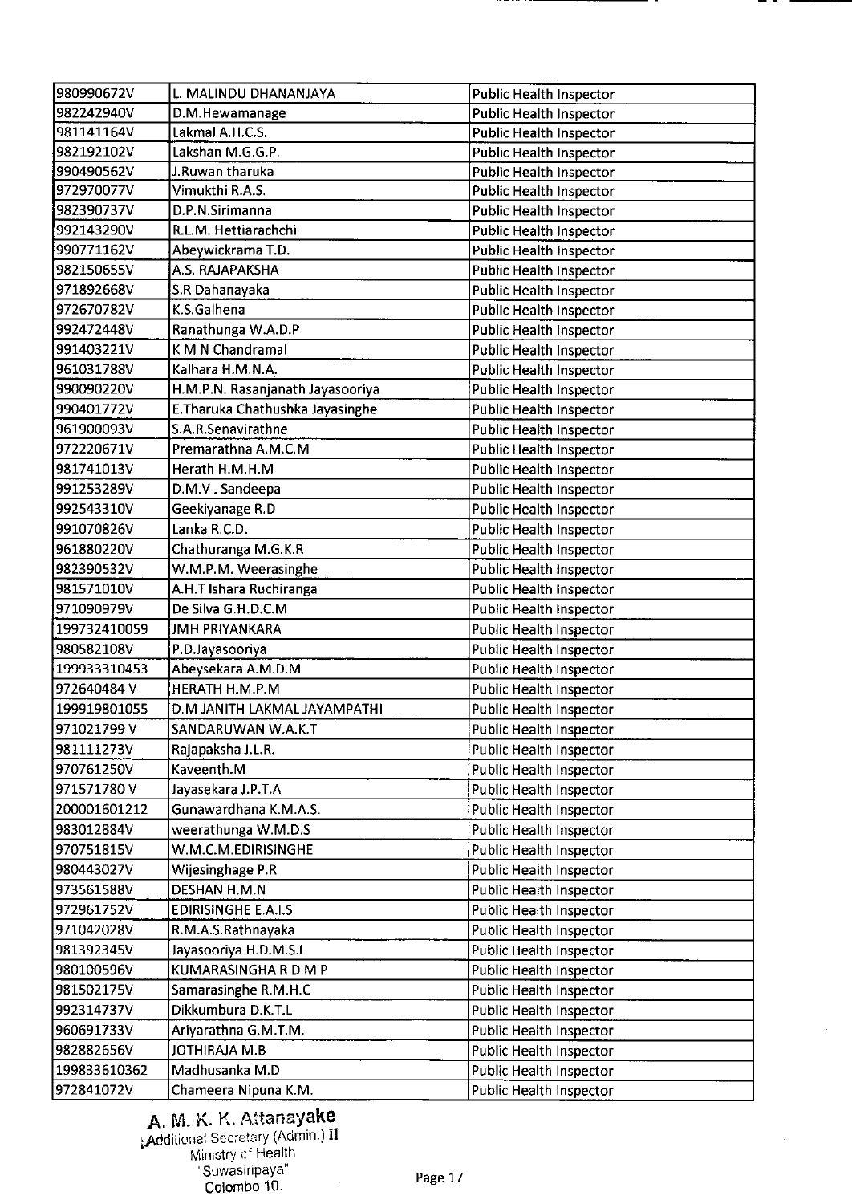| | | |
|---|---|---|
| 980990672V | L. MALINDU DHANANJAYA | Public Health Inspector |
| 982242940V | D.M.Hewamanage | Public Health Inspector |
| 981141164V | Lakmal A.H.C.S. | Public Health Inspector |
| 982192102V | Lakshan M.G.G.P. | Public Health Inspector |
| 990490562V | J.Ruwan tharuka | Public Health Inspector |
| 972970077V | Vimukthi R.A.S. | Public Health Inspector |
| 982390737V | D.P.N.Sirimanna | Public Health Inspector |
| 992143290V | R.L.M. Hettiarachchi | Public Health Inspector |
| 990771162V | Abeywickrama T.D. | Public Health Inspector |
| 982150655V | A.S. RAJAPAKSHA | Public Health Inspector |
| 971892668V | S.R Dahanayaka | Public Health Inspector |
| 972670782V | K.S.Galhena | Public Health Inspector |
| 992472448V | Ranathunga W.A.D.P | Public Health Inspector |
| 991403221V | K M N Chandramal | Public Health Inspector |
| 961031788V | Kalhara H.M.N.A. | Public Health Inspector |
| 990090220V | H.M.P.N. Rasanjanath Jayasooriya | Public Health Inspector |
| 990401772V | E.Tharuka Chathushka Jayasinghe | Public Health Inspector |
| 961900093V | S.A.R.Senavirathne | Public Health Inspector |
| 972220671V | Premarathna A.M.C.M | Public Health Inspector |
| 981741013V | Herath H.M.H.M | Public Health Inspector |
| 991253289V | D.M.V . Sandeepa | Public Health Inspector |
| 992543310V | Geekiyanage R.D | Public Health Inspector |
| 991070826V | Lanka R.C.D. | Public Health Inspector |
| 961880220V | Chathuranga M.G.K.R | Public Health Inspector |
| 982390532V | W.M.P.M. Weerasinghe | Public Health Inspector |
| 981571010V | A.H.T Ishara Ruchiranga | Public Health Inspector |
| 971090979V | De Silva G.H.D.C.M | Public Health Inspector |
| 199732410059 | JMH PRIYANKARA | Public Health Inspector |
| 980582108V | P.D.Jayasooriya | Public Health Inspector |
| 199933310453 | Abeysekara A.M.D.M | Public Health Inspector |
| 972640484 V | HERATH H.M.P.M | Public Health Inspector |
| 199919801055 | D.M JANITH LAKMAL JAYAMPATHI | Public Health Inspector |
| 971021799 V | SANDARUWAN W.A.K.T | Public Health Inspector |
| 981111273V | Rajapaksha J.L.R. | Public Health Inspector |
| 970761250V | Kaveenth.M | Public Health Inspector |
| 971571780 V | Jayasekara J.P.T.A | Public Health Inspector |
| 200001601212 | Gunawardhana K.M.A.S. | Public Health Inspector |
| 983012884V | weerathunga W.M.D.S | Public Health Inspector |
| 970751815V | W.M.C.M.EDIRISINGHE | Public Health Inspector |
| 980443027V | Wijesinghage P.R | Public Health Inspector |
| 973561588V | DESHAN H.M.N | Public Health Inspector |
| 972961752V | EDIRISINGHE E.A.I.S | Public Health Inspector |
| 971042028V | R.M.A.S.Rathnayaka | Public Health Inspector |
| 981392345V | Jayasooriya H.D.M.S.L | Public Health Inspector |
| 980100596V | KUMARASINGHA R D M P | Public Health Inspector |
| 981502175V | Samarasinghe R.M.H.C | Public Health Inspector |
| 992314737V | Dikkumbura D.K.T.L | Public Health Inspector |
| 960691733V | Ariyarathna G.M.T.M. | Public Health Inspector |
| 982882656V | JOTHIRAJA M.B | Public Health Inspector |
| 199833610362 | Madhusanka M.D | Public Health Inspector |
| 972841072V | Chameera Nipuna K.M. | Public Health Inspector |

A. M. K. K. Attanayake
Additional Secretary (Admin.) II
Ministry of Health
"Suwasiripaya"
Colombo 10.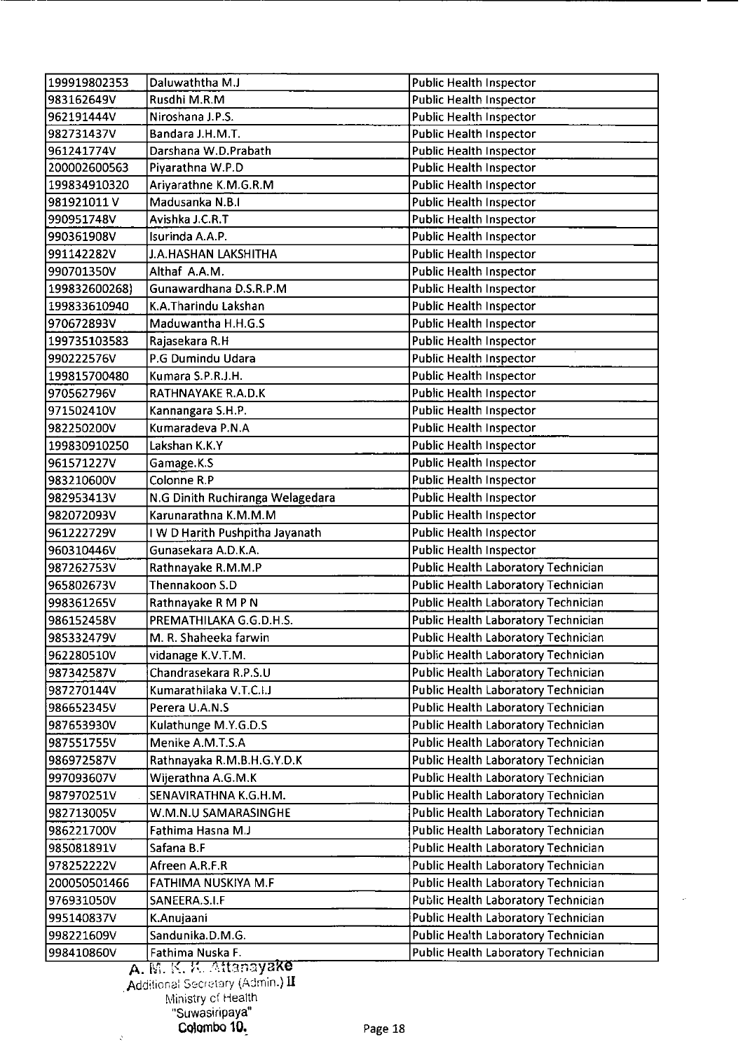| | | |
|---|---|---|
| 199919802353 | Daluwaththa M.J | Public Health Inspector |
| 983162649V | Rusdhi M.R.M | Public Health Inspector |
| 962191444V | Niroshana J.P.S. | Public Health Inspector |
| 982731437V | Bandara J.H.M.T. | Public Health Inspector |
| 961241774V | Darshana W.D.Prabath | Public Health Inspector |
| 200002600563 | Piyarathna W.P.D | Public Health Inspector |
| 199834910320 | Ariyarathne K.M.G.R.M | Public Health Inspector |
| 981921011 V | Madusanka N.B.I | Public Health Inspector |
| 990951748V | Avishka J.C.R.T | Public Health Inspector |
| 990361908V | Isurinda A.A.P. | Public Health Inspector |
| 991142282V | J.A.HASHAN LAKSHITHA | Public Health Inspector |
| 990701350V | Althaf A.A.M. | Public Health Inspector |
| 199832600268) | Gunawardhana D.S.R.P.M | Public Health Inspector |
| 199833610940 | K.A.Tharindu Lakshan | Public Health Inspector |
| 970672893V | Maduwantha H.H.G.S | Public Health Inspector |
| 199735103583 | Rajasekara R.H | Public Health Inspector |
| 990222576V | P.G Dumindu Udara | Public Health Inspector |
| 199815700480 | Kumara S.P.R.J.H. | Public Health Inspector |
| 970562796V | RATHNAYAKE R.A.D.K | Public Health Inspector |
| 971502410V | Kannangara S.H.P. | Public Health Inspector |
| 982250200V | Kumaradeva P.N.A | Public Health Inspector |
| 199830910250 | Lakshan K.K.Y | Public Health Inspector |
| 961571227V | Gamage.K.S | Public Health Inspector |
| 983210600V | Colonne R.P | Public Health Inspector |
| 982953413V | N.G Dinith Ruchiranga Welagedara | Public Health Inspector |
| 982072093V | Karunarathna K.M.M.M | Public Health Inspector |
| 961222729V | I W D Harith Pushpitha Jayanath | Public Health Inspector |
| 960310446V | Gunasekara A.D.K.A. | Public Health Inspector |
| 987262753V | Rathnayake R.M.M.P | Public Health Laboratory Technician |
| 965802673V | Thennakoon S.D | Public Health Laboratory Technician |
| 998361265V | Rathnayake R M P N | Public Health Laboratory Technician |
| 986152458V | PREMATHILAKA G.G.D.H.S. | Public Health Laboratory Technician |
| 985332479V | M. R. Shaheeka farwin | Public Health Laboratory Technician |
| 962280510V | vidanage K.V.T.M. | Public Health Laboratory Technician |
| 987342587V | Chandrasekara R.P.S.U | Public Health Laboratory Technician |
| 987270144V | Kumarathilaka V.T.C.I.J | Public Health Laboratory Technician |
| 986652345V | Perera U.A.N.S | Public Health Laboratory Technician |
| 987653930V | Kulathunge M.Y.G.D.S | Public Health Laboratory Technician |
| 987551755V | Menike A.M.T.S.A | Public Health Laboratory Technician |
| 986972587V | Rathnayaka R.M.B.H.G.Y.D.K | Public Health Laboratory Technician |
| 997093607V | Wijerathna A.G.M.K | Public Health Laboratory Technician |
| 987970251V | SENAVIRATHNA K.G.H.M. | Public Health Laboratory Technician |
| 982713005V | W.M.N.U SAMARASINGHE | Public Health Laboratory Technician |
| 986221700V | Fathima Hasna M.J | Public Health Laboratory Technician |
| 985081891V | Safana B.F | Public Health Laboratory Technician |
| 978252222V | Afreen A.R.F.R | Public Health Laboratory Technician |
| 200050501466 | FATHIMA NUSKIYA M.F | Public Health Laboratory Technician |
| 976931050V | SANEERA.S.I.F | Public Health Laboratory Technician |
| 995140837V | K.Anujaani | Public Health Laboratory Technician |
| 998221609V | Sandunika.D.M.G. | Public Health Laboratory Technician |
| 998410860V | Fathima Nuska F. | Public Health Laboratory Technician |

A. M. K. K. Attanayake
Additional Secretary (Admin.) II
Ministry of Health
"Suwasiripaya"
Colombo 10.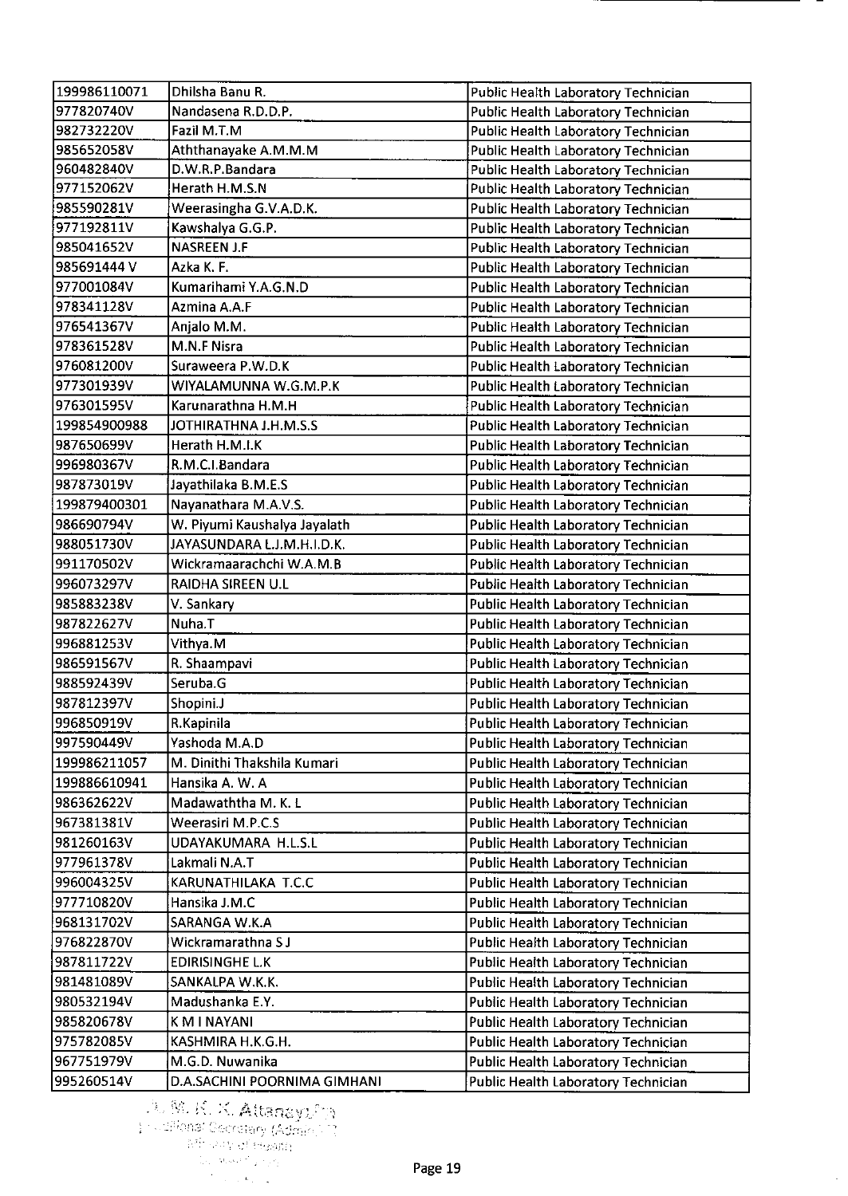| 199986110071 | Dhilsha Banu R. | Public Health Laboratory Technician |
|---|---|---|
| 977820740V | Nandasena R.D.D.P. | Public Health Laboratory Technician |
| 982732220V | Fazil M.T.M | Public Health Laboratory Technician |
| 985652058V | Aththanayake A.M.M.M | Public Health Laboratory Technician |
| 960482840V | D.W.R.P.Bandara | Public Health Laboratory Technician |
| 977152062V | Herath H.M.S.N | Public Health Laboratory Technician |
| 985590281V | Weerasingha G.V.A.D.K. | Public Health Laboratory Technician |
| 977192811V | Kawshalya G.G.P. | Public Health Laboratory Technician |
| 985041652V | NASREEN J.F | Public Health Laboratory Technician |
| 985691444 V | Azka K. F. | Public Health Laboratory Technician |
| 977001084V | Kumarihami Y.A.G.N.D | Public Health Laboratory Technician |
| 978341128V | Azmina A.A.F | Public Health Laboratory Technician |
| 976541367V | Anjalo M.M. | Public Health Laboratory Technician |
| 978361528V | M.N.F Nisra | Public Health Laboratory Technician |
| 976081200V | Suraweera P.W.D.K | Public Health Laboratory Technician |
| 977301939V | WIYALAMUNNA W.G.M.P.K | Public Health Laboratory Technician |
| 976301595V | Karunarathna H.M.H | Public Health Laboratory Technician |
| 199854900988 | JOTHIRATHNA J.H.M.S.S | Public Health Laboratory Technician |
| 987650699V | Herath H.M.I.K | Public Health Laboratory Technician |
| 996980367V | R.M.C.I.Bandara | Public Health Laboratory Technician |
| 987873019V | Jayathilaka B.M.E.S | Public Health Laboratory Technician |
| 199879400301 | Nayanathara M.A.V.S. | Public Health Laboratory Technician |
| 986690794V | W. Piyumi Kaushalya Jayalath | Public Health Laboratory Technician |
| 988051730V | JAYASUNDARA L.J.M.H.I.D.K. | Public Health Laboratory Technician |
| 991170502V | Wickramaarachchi W.A.M.B | Public Health Laboratory Technician |
| 996073297V | RAIDHA SIREEN U.L | Public Health Laboratory Technician |
| 985883238V | V. Sankary | Public Health Laboratory Technician |
| 987822627V | Nuha.T | Public Health Laboratory Technician |
| 996881253V | Vithya.M | Public Health Laboratory Technician |
| 986591567V | R. Shaampavi | Public Health Laboratory Technician |
| 988592439V | Seruba.G | Public Health Laboratory Technician |
| 987812397V | Shopini.J | Public Health Laboratory Technician |
| 996850919V | R.Kapinila | Public Health Laboratory Technician |
| 997590449V | Yashoda M.A.D | Public Health Laboratory Technician |
| 199986211057 | M. Dinithi Thakshila Kumari | Public Health Laboratory Technician |
| 199886610941 | Hansika A. W. A | Public Health Laboratory Technician |
| 986362622V | Madawaththa M. K. L | Public Health Laboratory Technician |
| 967381381V | Weerasiri M.P.C.S | Public Health Laboratory Technician |
| 981260163V | UDAYAKUMARA H.L.S.L | Public Health Laboratory Technician |
| 977961378V | Lakmali N.A.T | Public Health Laboratory Technician |
| 996004325V | KARUNATHILAKA T.C.C | Public Health Laboratory Technician |
| 977710820V | Hansika J.M.C | Public Health Laboratory Technician |
| 968131702V | SARANGA W.K.A | Public Health Laboratory Technician |
| 976822870V | Wickramarathna S J | Public Health Laboratory Technician |
| 987811722V | EDIRISINGHE L.K | Public Health Laboratory Technician |
| 981481089V | SANKALPA W.K.K. | Public Health Laboratory Technician |
| 980532194V | Madushanka E.Y. | Public Health Laboratory Technician |
| 985820678V | K M I NAYANI | Public Health Laboratory Technician |
| 975782085V | KASHMIRA H.K.G.H. | Public Health Laboratory Technician |
| 967751979V | M.G.D. Nuwanika | Public Health Laboratory Technician |
| 995260514V | D.A.SACHINI POORNIMA GIMHANI | Public Health Laboratory Technician |

J. M. K. K. Attanayake
Additional Secretary (Admin)
Ministry of Health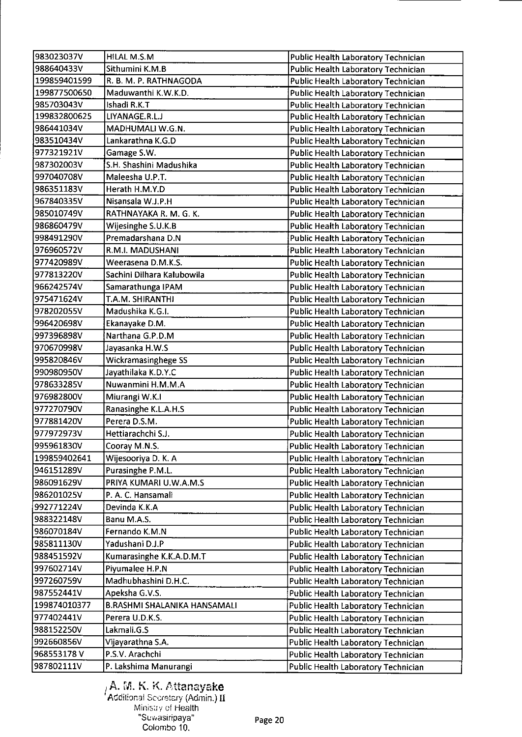| | | |
|---|---|---|
| 983023037V | HILAL M.S.M | Public Health Laboratory Technician |
| 988640433V | Sithumini K.M.B | Public Health Laboratory Technician |
| 199859401599 | R. B. M. P. RATHNAGODA | Public Health Laboratory Technician |
| 199877500650 | Maduwanthi K.W.K.D. | Public Health Laboratory Technician |
| 985703043V | Ishadi R.K.T | Public Health Laboratory Technician |
| 199832800625 | LIYANAGE.R.L.J | Public Health Laboratory Technician |
| 986441034V | MADHUMALI W.G.N. | Public Health Laboratory Technician |
| 983510434V | Lankarathna K.G.D | Public Health Laboratory Technician |
| 977321921V | Gamage S.W. | Public Health Laboratory Technician |
| 987302003V | S.H. Shashini Madushika | Public Health Laboratory Technician |
| 997040708V | Maleesha U.P.T. | Public Health Laboratory Technician |
| 986351183V | Herath H.M.Y.D | Public Health Laboratory Technician |
| 967840335V | Nisansala W.J.P.H | Public Health Laboratory Technician |
| 985010749V | RATHNAYAKA R. M. G. K. | Public Health Laboratory Technician |
| 986860479V | Wijesinghe S.U.K.B | Public Health Laboratory Technician |
| 998491290V | Premadarshana D.N | Public Health Laboratory Technician |
| 976960572V | R.M.I. MADUSHANI | Public Health Laboratory Technician |
| 977420989V | Weerasena D.M.K.S. | Public Health Laboratory Technician |
| 977813220V | Sachini Dilhara Kalubowila | Public Health Laboratory Technician |
| 966242574V | Samarathunga IPAM | Public Health Laboratory Technician |
| 975471624V | T.A.M. SHIRANTHI | Public Health Laboratory Technician |
| 978202055V | Madushika K.G.I. | Public Health Laboratory Technician |
| 996420698V | Ekanayake D.M. | Public Health Laboratory Technician |
| 997396898V | Narthana G.P.D.M | Public Health Laboratory Technician |
| 970670998V | Jayasanka H.W.S | Public Health Laboratory Technician |
| 995820846V | Wickramasinghege SS | Public Health Laboratory Technician |
| 990980950V | Jayathilaka K.D.Y.C | Public Health Laboratory Technician |
| 978633285V | Nuwanmini H.M.M.A | Public Health Laboratory Technician |
| 976982800V | Miurangi W.K.I | Public Health Laboratory Technician |
| 977270790V | Ranasinghe K.L.A.H.S | Public Health Laboratory Technician |
| 977881420V | Perera D.S.M. | Public Health Laboratory Technician |
| 977972973V | Hettiarachchi S.J. | Public Health Laboratory Technician |
| 995961830V | Cooray M.N.S. | Public Health Laboratory Technician |
| 199859402641 | Wijesooriya D. K. A | Public Health Laboratory Technician |
| 946151289V | Purasinghe P.M.L. | Public Health Laboratory Technician |
| 986091629V | PRIYA KUMARI U.W.A.M.S | Public Health Laboratory Technician |
| 986201025V | P. A. C. Hansamali | Public Health Laboratory Technician |
| 992771224V | Devinda K.K.A | Public Health Laboratory Technician |
| 988322148V | Banu M.A.S. | Public Health Laboratory Technician |
| 986070184V | Fernando K.M.N | Public Health Laboratory Technician |
| 985811130V | Yadushani D.J.P | Public Health Laboratory Technician |
| 988451592V | Kumarasinghe K.K.A.D.M.T | Public Health Laboratory Technician |
| 997602714V | Piyumalee H.P.N | Public Health Laboratory Technician |
| 997260759V | Madhubhashini D.H.C. | Public Health Laboratory Technician |
| 987552441V | Apeksha G.V.S. | Public Health Laboratory Technician |
| 199874010377 | B.RASHMI SHALANIKA HANSAMALI | Public Health Laboratory Technician |
| 977402441V | Perera U.D.K.S. | Public Health Laboratory Technician |
| 988152250V | Lakmali.G.S | Public Health Laboratory Technician |
| 992660856V | Vijayarathna S.A. | Public Health Laboratory Technician |
| 968553178 V | P.S.V. Arachchi | Public Health Laboratory Technician |
| 987802111V | P. Lakshima Manurangi | Public Health Laboratory Technician |

A. M. K. K. Attanayake
Additional Secretary (Admin.) II
Ministry of Health
"Suwasiripaya"
Colombo 10.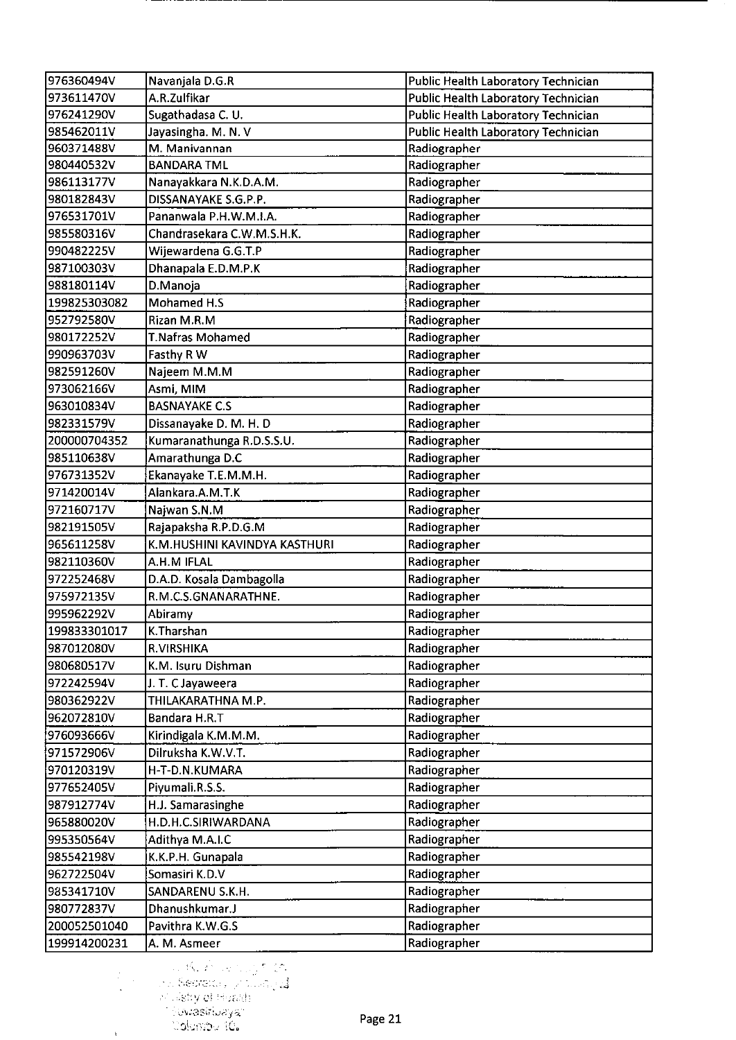| 976360494V | Navanjala D.G.R | Public Health Laboratory Technician |
|---|---|---|
| 973611470V | A.R.Zulfikar | Public Health Laboratory Technician |
| 976241290V | Sugathadasa C. U. | Public Health Laboratory Technician |
| 985462011V | Jayasingha. M. N. V | Public Health Laboratory Technician |
| 960371488V | M. Manivannan | Radiographer |
| 980440532V | BANDARA TML | Radiographer |
| 986113177V | Nanayakkara N.K.D.A.M. | Radiographer |
| 980182843V | DISSANAYAKE S.G.P.P. | Radiographer |
| 976531701V | Pananwala P.H.W.M.I.A. | Radiographer |
| 985580316V | Chandrasekara C.W.M.S.H.K. | Radiographer |
| 990482225V | Wijewardena G.G.T.P | Radiographer |
| 987100303V | Dhanapala E.D.M.P.K | Radiographer |
| 988180114V | D.Manoja | Radiographer |
| 199825303082 | Mohamed H.S | Radiographer |
| 952792580V | Rizan M.R.M | Radiographer |
| 980172252V | T.Nafras Mohamed | Radiographer |
| 990963703V | Fasthy R W | Radiographer |
| 982591260V | Najeem M.M.M | Radiographer |
| 973062166V | Asmi, MIM | Radiographer |
| 963010834V | BASNAYAKE C.S | Radiographer |
| 982331579V | Dissanayake D. M. H. D | Radiographer |
| 200000704352 | Kumaranathunga R.D.S.S.U. | Radiographer |
| 985110638V | Amarathunga D.C | Radiographer |
| 976731352V | Ekanayake T.E.M.M.H. | Radiographer |
| 971420014V | Alankara.A.M.T.K | Radiographer |
| 972160717V | Najwan S.N.M | Radiographer |
| 982191505V | Rajapaksha R.P.D.G.M | Radiographer |
| 965611258V | K.M.HUSHINI KAVINDYA KASTHURI | Radiographer |
| 982110360V | A.H.M IFLAL | Radiographer |
| 972252468V | D.A.D. Kosala Dambagolla | Radiographer |
| 975972135V | R.M.C.S.GNANARATHNE. | Radiographer |
| 995962292V | Abiramy | Radiographer |
| 199833301017 | K.Tharshan | Radiographer |
| 987012080V | R.VIRSHIKA | Radiographer |
| 980680517V | K.M. Isuru Dishman | Radiographer |
| 972242594V | J. T. C Jayaweera | Radiographer |
| 980362922V | THILAKARATHNA M.P. | Radiographer |
| 962072810V | Bandara H.R.T | Radiographer |
| 976093666V | Kirindigala K.M.M.M. | Radiographer |
| 971572906V | Dilruksha K.W.V.T. | Radiographer |
| 970120319V | H-T-D.N.KUMARA | Radiographer |
| 977652405V | Piyumali.R.S.S. | Radiographer |
| 987912774V | H.J. Samarasinghe | Radiographer |
| 965880020V | H.D.H.C.SIRIWARDANA | Radiographer |
| 995350564V | Adithya M.A.I.C | Radiographer |
| 985542198V | K.K.P.H. Gunapala | Radiographer |
| 962722504V | Somasiri K.D.V | Radiographer |
| 985341710V | SANDARENU S.K.H. | Radiographer |
| 980772837V | Dhanushkumar.J | Radiographer |
| 200052501040 | Pavithra K.W.G.S | Radiographer |
| 199914200231 | A. M. Asmeer | Radiographer |

Secretary
Ministry of Health
Suwasiripaya
Colombo 10.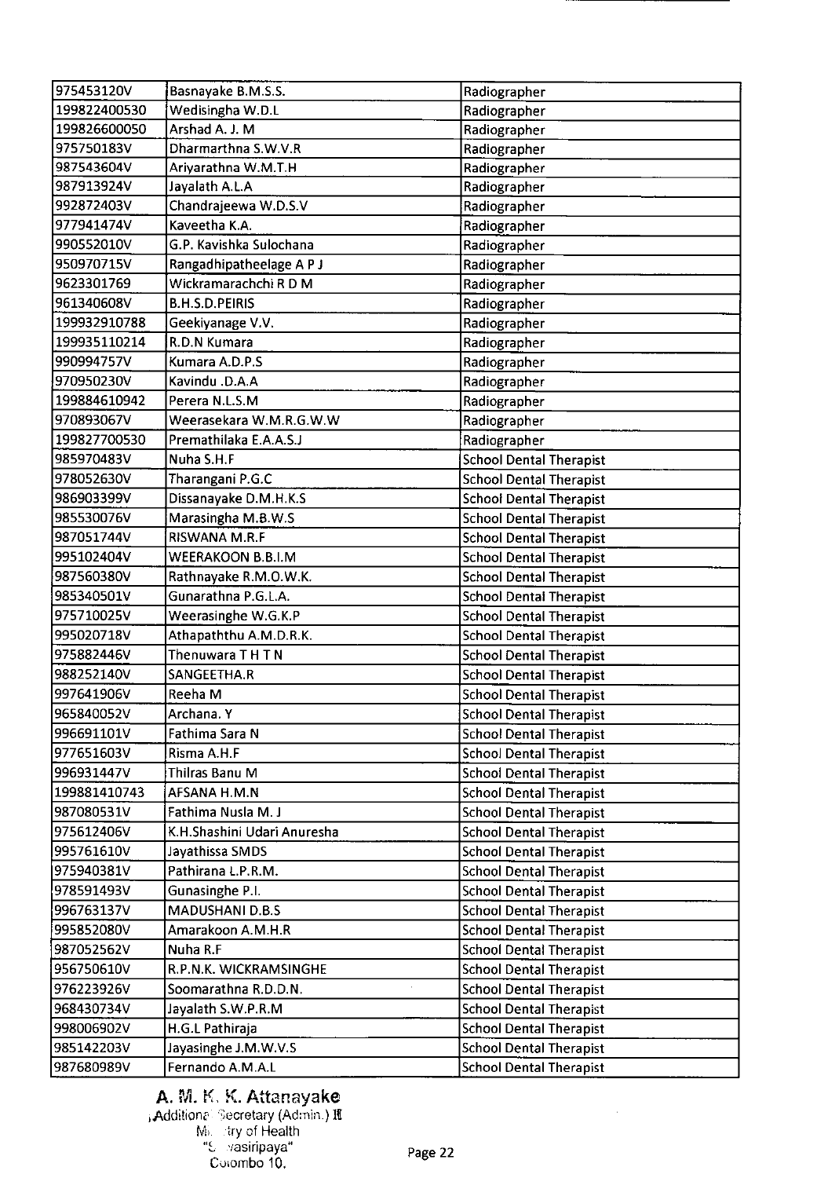| | | |
|---|---|---|
| 975453120V | Basnayake B.M.S.S. | Radiographer |
| 199822400530 | Wedisingha W.D.L | Radiographer |
| 199826600050 | Arshad A. J. M | Radiographer |
| 975750183V | Dharmarthna S.W.V.R | Radiographer |
| 987543604V | Ariyarathna W.M.T.H | Radiographer |
| 987913924V | Jayalath A.L.A | Radiographer |
| 992872403V | Chandrajeewa W.D.S.V | Radiographer |
| 977941474V | Kaveetha K.A. | Radiographer |
| 990552010V | G.P. Kavishka Sulochana | Radiographer |
| 950970715V | Rangadhipatheelage A P J | Radiographer |
| 9623301769 | Wickramarachchi R D M | Radiographer |
| 961340608V | B.H.S.D.PEIRIS | Radiographer |
| 199932910788 | Geekiyanage V.V. | Radiographer |
| 199935110214 | R.D.N Kumara | Radiographer |
| 990994757V | Kumara A.D.P.S | Radiographer |
| 970950230V | Kavindu .D.A.A | Radiographer |
| 199884610942 | Perera N.L.S.M | Radiographer |
| 970893067V | Weerasekara W.M.R.G.W.W | Radiographer |
| 199827700530 | Premathilaka E.A.A.S.J | Radiographer |
| 985970483V | Nuha S.H.F | School Dental Therapist |
| 978052630V | Tharangani P.G.C | School Dental Therapist |
| 986903399V | Dissanayake D.M.H.K.S | School Dental Therapist |
| 985530076V | Marasingha M.B.W.S | School Dental Therapist |
| 987051744V | RISWANA M.R.F | School Dental Therapist |
| 995102404V | WEERAKOON B.B.I.M | School Dental Therapist |
| 987560380V | Rathnayake R.M.O.W.K. | School Dental Therapist |
| 985340501V | Gunarathna P.G.L.A. | School Dental Therapist |
| 975710025V | Weerasinghe W.G.K.P | School Dental Therapist |
| 995020718V | Athapaththu A.M.D.R.K. | School Dental Therapist |
| 975882446V | Thenuwara T H T N | School Dental Therapist |
| 988252140V | SANGEETHA.R | School Dental Therapist |
| 997641906V | Reeha M | School Dental Therapist |
| 965840052V | Archana. Y | School Dental Therapist |
| 996691101V | Fathima Sara N | School Dental Therapist |
| 977651603V | Risma A.H.F | School Dental Therapist |
| 996931447V | Thilras Banu M | School Dental Therapist |
| 199881410743 | AFSANA H.M.N | School Dental Therapist |
| 987080531V | Fathima Nusla M. J | School Dental Therapist |
| 975612406V | K.H.Shashini Udari Anuresha | School Dental Therapist |
| 995761610V | Jayathissa SMDS | School Dental Therapist |
| 975940381V | Pathirana L.P.R.M. | School Dental Therapist |
| 978591493V | Gunasinghe P.I. | School Dental Therapist |
| 996763137V | MADUSHANI D.B.S | School Dental Therapist |
| 995852080V | Amarakoon A.M.H.R | School Dental Therapist |
| 987052562V | Nuha R.F | School Dental Therapist |
| 956750610V | R.P.N.K. WICKRAMSINGHE | School Dental Therapist |
| 976223926V | Soomarathna R.D.D.N. | School Dental Therapist |
| 968430734V | Jayalath S.W.P.R.M | School Dental Therapist |
| 998006902V | H.G.L Pathiraja | School Dental Therapist |
| 985142203V | Jayasinghe J.M.W.V.S | School Dental Therapist |
| 987680989V | Fernando A.M.A.L | School Dental Therapist |

**A. M. K. K. Attanayake**
Additional Secretary (Admin.) II
Ministry of Health
"Suwasiripaya"
Colombo 10.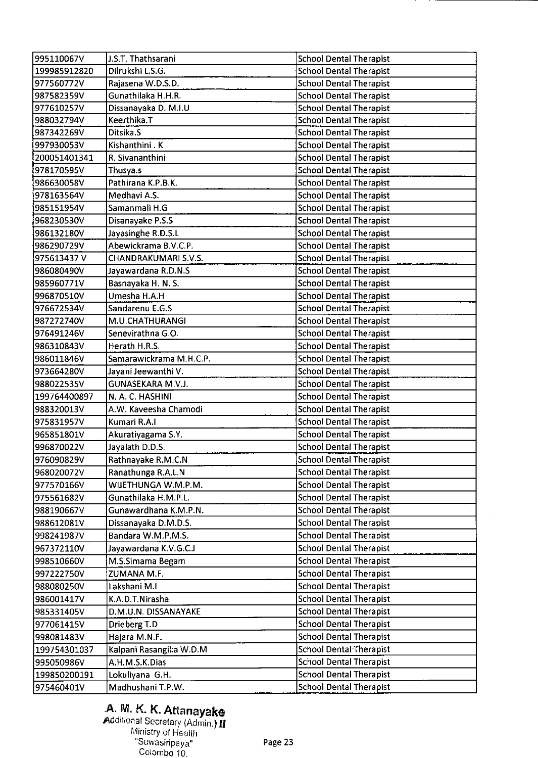| 995110067V | J.S.T. Thathsarani | School Dental Therapist |
|---|---|---|
| 199985912820 | Dilrukshi L.S.G. | School Dental Therapist |
| 977560772V | Rajasena W.D.S.D. | School Dental Therapist |
| 987582359V | Gunathilaka H.H.R. | School Dental Therapist |
| 977610257V | Dissanayaka D. M.I.U | School Dental Therapist |
| 988032794V | Keerthika.T | School Dental Therapist |
| 987342269V | Ditsika.S | School Dental Therapist |
| 997930053V | Kishanthini . K | School Dental Therapist |
| 200051401341 | R. Sivananthini | School Dental Therapist |
| 978170595V | Thusya.s | School Dental Therapist |
| 986630058V | Pathirana K.P.B.K. | School Dental Therapist |
| 978163564V | Medhavi A.S. | School Dental Therapist |
| 985151954V | Samanmali H.G | School Dental Therapist |
| 968230530V | Disanayake P.S.S | School Dental Therapist |
| 986132180V | Jayasinghe R.D.S.L | School Dental Therapist |
| 986290729V | Abewickrama B.V.C.P. | School Dental Therapist |
| 975613437 V | CHANDRAKUMARI S.V.S. | School Dental Therapist |
| 986080490V | Jayawardana R.D.N.S | School Dental Therapist |
| 985960771V | Basnayaka H. N. S. | School Dental Therapist |
| 996870510V | Umesha H.A.H | School Dental Therapist |
| 976672534V | Sandarenu E.G.S | School Dental Therapist |
| 987272740V | M.U.CHATHURANGI | School Dental Therapist |
| 976491246V | Senevirathna G.O. | School Dental Therapist |
| 986310843V | Herath H.R.S. | School Dental Therapist |
| 986011846V | Samarawickrama M.H.C.P. | School Dental Therapist |
| 973664280V | Jayani Jeewanthi V. | School Dental Therapist |
| 988022535V | GUNASEKARA M.V.J. | School Dental Therapist |
| 199764400897 | N. A. C. HASHINI | School Dental Therapist |
| 988320013V | A.W. Kaveesha Chamodi | School Dental Therapist |
| 975831957V | Kumari R.A.I | School Dental Therapist |
| 965851801V | Akuratiyagama S.Y. | School Dental Therapist |
| 996870022V | Jayalath D.D.S. | School Dental Therapist |
| 976090829V | Rathnayake R.M.C.N | School Dental Therapist |
| 968020072V | Ranathunga R.A.L.N | School Dental Therapist |
| 977570166V | WIJETHUNGA W.M.P.M. | School Dental Therapist |
| 975561682V | Gunathilaka H.M.P.L. | School Dental Therapist |
| 988190667V | Gunawardhana K.M.P.N. | School Dental Therapist |
| 988612081V | Dissanayaka D.M.D.S. | School Dental Therapist |
| 998241987V | Bandara W.M.P.M.S. | School Dental Therapist |
| 967372110V | Jayawardana K.V.G.C.J | School Dental Therapist |
| 998510660V | M.S.Simama Begam | School Dental Therapist |
| 997222750V | ZUMANA M.F. | School Dental Therapist |
| 988080250V | Lakshani M.I | School Dental Therapist |
| 986001417V | K.A.D.T.Nirasha | School Dental Therapist |
| 985331405V | D.M.U.N. DISSANAYAKE | School Dental Therapist |
| 977061415V | Drieberg T.D | School Dental Therapist |
| 998081483V | Hajara M.N.F. | School Dental Therapist |
| 199754301037 | Kalpani Rasangika W.D.M | School Dental Therapist |
| 995050986V | A.H.M.S.K.Dias | School Dental Therapist |
| 199850200191 | Lokuliyana G.H. | School Dental Therapist |
| 975460401V | Madhushani T.P.W. | School Dental Therapist |

**A. M. K. K. Attanayake**
Additional Secretary (Admin.) II
Ministry of Health
"Suwasiripaya"
Colombo 10.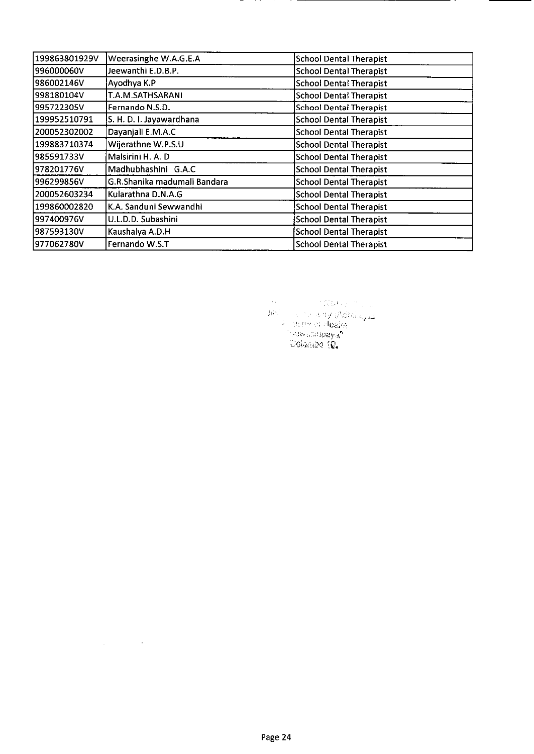| | | |
|---|---|---|
| 199863801929V | Weerasinghe W.A.G.E.A | School Dental Therapist |
| 996000060V | Jeewanthi E.D.B.P. | School Dental Therapist |
| 986002146V | Ayodhya K.P | School Dental Therapist |
| 998180104V | T.A.M.SATHSARANI | School Dental Therapist |
| 995722305V | Fernando N.S.D. | School Dental Therapist |
| 199952510791 | S. H. D. I. Jayawardhana | School Dental Therapist |
| 200052302002 | Dayanjali E.M.A.C | School Dental Therapist |
| 199883710374 | Wijerathne W.P.S.U | School Dental Therapist |
| 985591733V | Malsirini H. A. D | School Dental Therapist |
| 978201776V | Madhubhashini G.A.C | School Dental Therapist |
| 996299856V | G.R.Shanika madumali Bandara | School Dental Therapist |
| 200052603234 | Kularathna D.N.A.G | School Dental Therapist |
| 199860002820 | K.A. Sanduni Sewwandhi | School Dental Therapist |
| 997400976V | U.L.D.D. Subashini | School Dental Therapist |
| 987593130V | Kaushalya A.D.H | School Dental Therapist |
| 977062780V | Fernando W.S.T | School Dental Therapist |

Ministry of Health
"Suwasiripaya"
Colombo 10.